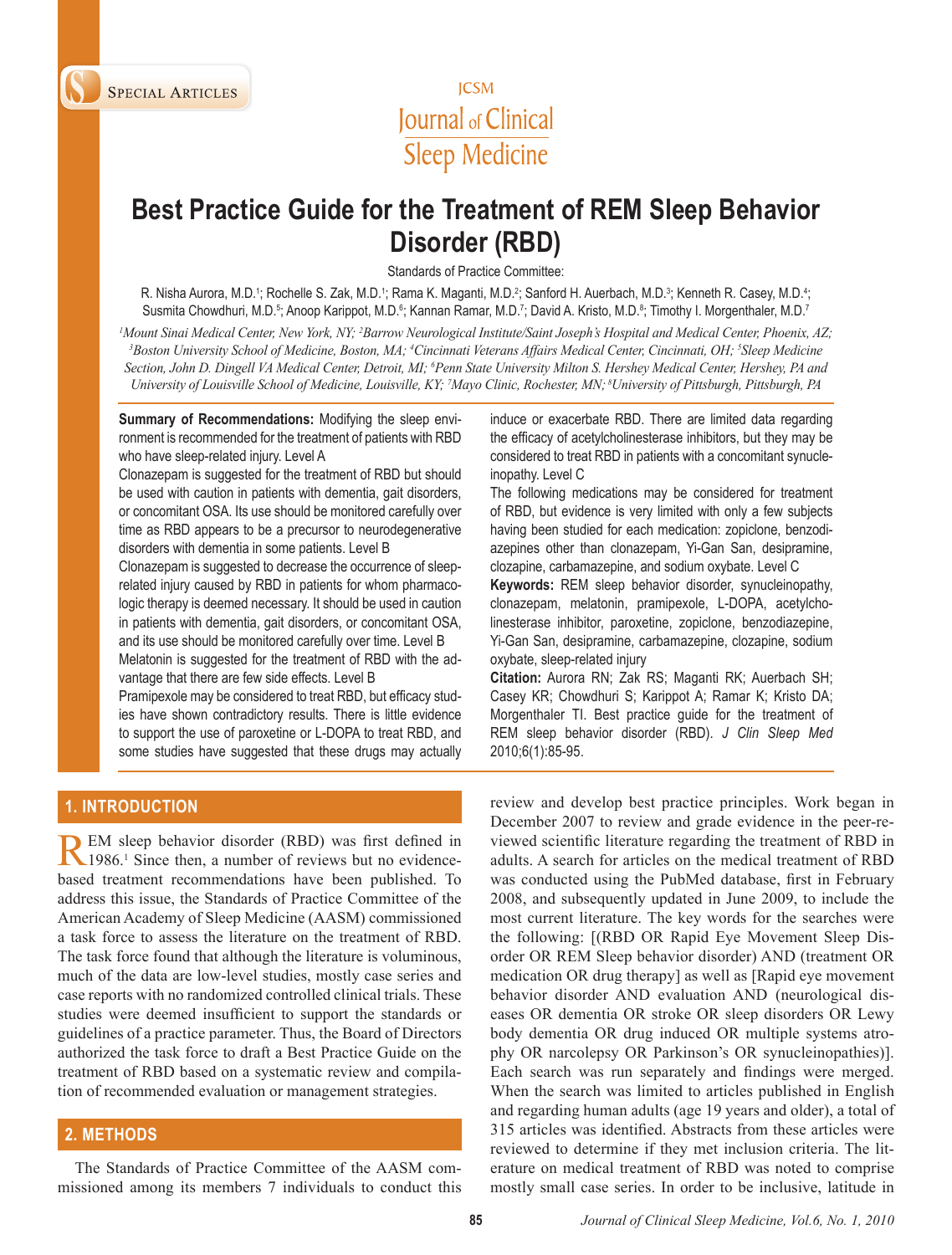# Best Practice Guide for the Treatment of REM Sleep Behavior Disorder (RBD)

Standards of Practice Committee:

R. Nisha Aurora, M.D.[1]; Rochelle S. Zak, M.D.[1]; Rama K. Maganti, M.D.[2]; Sanford H. Auerbach, M.D.[3]; Kenneth R. Casey, M.D.[4]; Susmita Chowdhuri, M.D.[5]; Anoop Karippot, M.D.[6]; Kannan Ramar, M.D.[7]; David A. Kristo, M.D.[8]; Timothy I. Morgenthaler, M.D.[7]

*[1]Mount Sinai Medical Center, New York, NY; [2]Barrow Neurological Institute/Saint Joseph's Hospital and Medical Center, Phoenix, AZ; [3]Boston University School of Medicine, Boston, MA; [4]Cincinnati Veterans Affairs Medical Center, Cincinnati, OH; [5]Sleep Medicine Section, John D. Dingell VA Medical Center, Detroit, MI; [6]Penn State University Milton S. Hershey Medical Center, Hershey, PA and University of Louisville School of Medicine, Louisville, KY; [7]Mayo Clinic, Rochester, MN; [8]University of Pittsburgh, Pittsburgh, PA*

**Summary of Recommendations:** Modifying the sleep environment is recommended for the treatment of patients with RBD who have sleep-related injury. Level A

Clonazepam is suggested for the treatment of RBD but should be used with caution in patients with dementia, gait disorders, or concomitant OSA. Its use should be monitored carefully over time as RBD appears to be a precursor to neurodegenerative disorders with dementia in some patients. Level B

Clonazepam is suggested to decrease the occurrence of sleep-related injury caused by RBD in patients for whom pharmacologic therapy is deemed necessary. It should be used in caution in patients with dementia, gait disorders, or concomitant OSA, and its use should be monitored carefully over time. Level B

Melatonin is suggested for the treatment of RBD with the advantage that there are few side effects. Level B

Pramipexole may be considered to treat RBD, but efficacy studies have shown contradictory results. There is little evidence to support the use of paroxetine or L-DOPA to treat RBD, and some studies have suggested that these drugs may actually induce or exacerbate RBD. There are limited data regarding the efficacy of acetylcholinesterase inhibitors, but they may be considered to treat RBD in patients with a concomitant synucleinopathy. Level C

The following medications may be considered for treatment of RBD, but evidence is very limited with only a few subjects having been studied for each medication: zopiclone, benzodiazepines other than clonazepam, Yi-Gan San, desipramine, clozapine, carbamazepine, and sodium oxybate. Level C

**Keywords:** REM sleep behavior disorder, synucleinopathy, clonazepam, melatonin, pramipexole, L-DOPA, acetylcholinesterase inhibitor, paroxetine, zopiclone, benzodiazepine, Yi-Gan San, desipramine, carbamazepine, clozapine, sodium oxybate, sleep-related injury

**Citation:** Aurora RN; Zak RS; Maganti RK; Auerbach SH; Casey KR; Chowdhuri S; Karippot A; Ramar K; Kristo DA; Morgenthaler TI. Best practice guide for the treatment of REM sleep behavior disorder (RBD). *J Clin Sleep Med* 2010;6(1):85-95.

## 1. INTRODUCTION

REM sleep behavior disorder (RBD) was first defined in 1986.[1] Since then, a number of reviews but no evidence-based treatment recommendations have been published. To address this issue, the Standards of Practice Committee of the American Academy of Sleep Medicine (AASM) commissioned a task force to assess the literature on the treatment of RBD. The task force found that although the literature is voluminous, much of the data are low-level studies, mostly case series and case reports with no randomized controlled clinical trials. These studies were deemed insufficient to support the standards or guidelines of a practice parameter. Thus, the Board of Directors authorized the task force to draft a Best Practice Guide on the treatment of RBD based on a systematic review and compilation of recommended evaluation or management strategies.

## 2. METHODS

The Standards of Practice Committee of the AASM commissioned among its members 7 individuals to conduct this review and develop best practice principles. Work began in December 2007 to review and grade evidence in the peer-reviewed scientific literature regarding the treatment of RBD in adults. A search for articles on the medical treatment of RBD was conducted using the PubMed database, first in February 2008, and subsequently updated in June 2009, to include the most current literature. The key words for the searches were the following: [(RBD OR Rapid Eye Movement Sleep Disorder OR REM Sleep behavior disorder) AND (treatment OR medication OR drug therapy] as well as [Rapid eye movement behavior disorder AND evaluation AND (neurological diseases OR dementia OR stroke OR sleep disorders OR Lewy body dementia OR drug induced OR multiple systems atrophy OR narcolepsy OR Parkinson's OR synucleinopathies)]. Each search was run separately and findings were merged. When the search was limited to articles published in English and regarding human adults (age 19 years and older), a total of 315 articles was identified. Abstracts from these articles were reviewed to determine if they met inclusion criteria. The literature on medical treatment of RBD was noted to comprise mostly small case series. In order to be inclusive, latitude in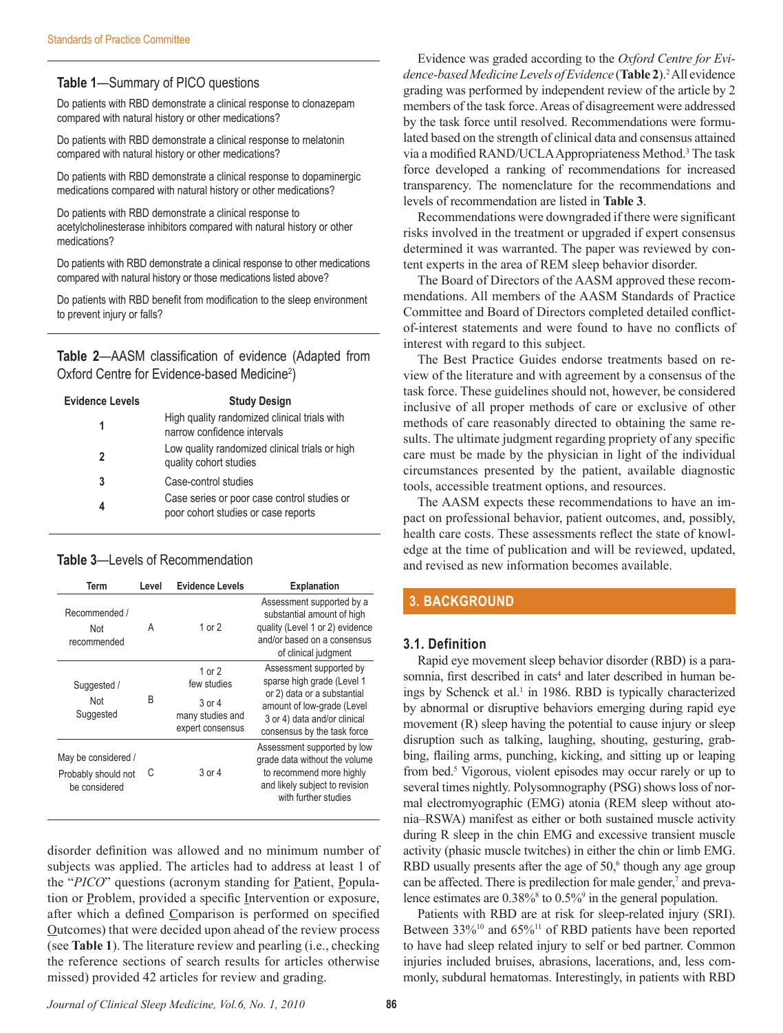**Table 1**—Summary of PICO questions

Do patients with RBD demonstrate a clinical response to clonazepam compared with natural history or other medications?

Do patients with RBD demonstrate a clinical response to melatonin compared with natural history or other medications?

Do patients with RBD demonstrate a clinical response to dopaminergic medications compared with natural history or other medications?

Do patients with RBD demonstrate a clinical response to acetylcholinesterase inhibitors compared with natural history or other medications?

Do patients with RBD demonstrate a clinical response to other medications compared with natural history or those medications listed above?

Do patients with RBD benefit from modification to the sleep environment to prevent injury or falls?

**Table 2**—AASM classification of evidence (Adapted from Oxford Centre for Evidence-based Medicine[2])

| Evidence Levels | Study Design |
|---|---|
| 1 | High quality randomized clinical trials with narrow confidence intervals |
| 2 | Low quality randomized clinical trials or high quality cohort studies |
| 3 | Case-control studies |
| 4 | Case series or poor case control studies or poor cohort studies or case reports |

**Table 3**—Levels of Recommendation

| Term | Level | Evidence Levels | Explanation |
|---|---|---|---|
| Recommended / Not recommended | A | 1 or 2 | Assessment supported by a substantial amount of high quality (Level 1 or 2) evidence and/or based on a consensus of clinical judgment |
| Suggested / Not Suggested | B | 1 or 2 few studies; 3 or 4 many studies and expert consensus | Assessment supported by sparse high grade (Level 1 or 2) data or a substantial amount of low-grade (Level 3 or 4) data and/or clinical consensus by the task force |
| May be considered / Probably should not be considered | C | 3 or 4 | Assessment supported by low grade data without the volume to recommend more highly and likely subject to revision with further studies |

disorder definition was allowed and no minimum number of subjects was applied. The articles had to address at least 1 of the "*PICO*" questions (acronym standing for Patient, Population or Problem, provided a specific Intervention or exposure, after which a defined Comparison is performed on specified Outcomes) that were decided upon ahead of the review process (see **Table 1**). The literature review and pearling (i.e., checking the reference sections of search results for articles otherwise missed) provided 42 articles for review and grading.

Evidence was graded according to the *Oxford Centre for Evidence-based Medicine Levels of Evidence* (**Table 2**).[2] All evidence grading was performed by independent review of the article by 2 members of the task force. Areas of disagreement were addressed by the task force until resolved. Recommendations were formulated based on the strength of clinical data and consensus attained via a modified RAND/UCLA Appropriateness Method.[3] The task force developed a ranking of recommendations for increased transparency. The nomenclature for the recommendations and levels of recommendation are listed in **Table 3**.

Recommendations were downgraded if there were significant risks involved in the treatment or upgraded if expert consensus determined it was warranted. The paper was reviewed by content experts in the area of REM sleep behavior disorder.

The Board of Directors of the AASM approved these recommendations. All members of the AASM Standards of Practice Committee and Board of Directors completed detailed conflict-of-interest statements and were found to have no conflicts of interest with regard to this subject.

The Best Practice Guides endorse treatments based on review of the literature and with agreement by a consensus of the task force. These guidelines should not, however, be considered inclusive of all proper methods of care or exclusive of other methods of care reasonably directed to obtaining the same results. The ultimate judgment regarding propriety of any specific care must be made by the physician in light of the individual circumstances presented by the patient, available diagnostic tools, accessible treatment options, and resources.

The AASM expects these recommendations to have an impact on professional behavior, patient outcomes, and, possibly, health care costs. These assessments reflect the state of knowledge at the time of publication and will be reviewed, updated, and revised as new information becomes available.

## 3. BACKGROUND

### 3.1. Definition

Rapid eye movement sleep behavior disorder (RBD) is a parasomnia, first described in cats[4] and later described in human beings by Schenck et al.[1] in 1986. RBD is typically characterized by abnormal or disruptive behaviors emerging during rapid eye movement (R) sleep having the potential to cause injury or sleep disruption such as talking, laughing, shouting, gesturing, grabbing, flailing arms, punching, kicking, and sitting up or leaping from bed.[5] Vigorous, violent episodes may occur rarely or up to several times nightly. Polysomnography (PSG) shows loss of normal electromyographic (EMG) atonia (REM sleep without atonia–RSWA) manifest as either or both sustained muscle activity during R sleep in the chin EMG and excessive transient muscle activity (phasic muscle twitches) in either the chin or limb EMG. RBD usually presents after the age of 50,[6] though any age group can be affected. There is predilection for male gender,[7] and prevalence estimates are 0.38%[8] to 0.5%[9] in the general population.

Patients with RBD are at risk for sleep-related injury (SRI). Between 33%[10] and 65%[11] of RBD patients have been reported to have had sleep related injury to self or bed partner. Common injuries included bruises, abrasions, lacerations, and, less commonly, subdural hematomas. Interestingly, in patients with RBD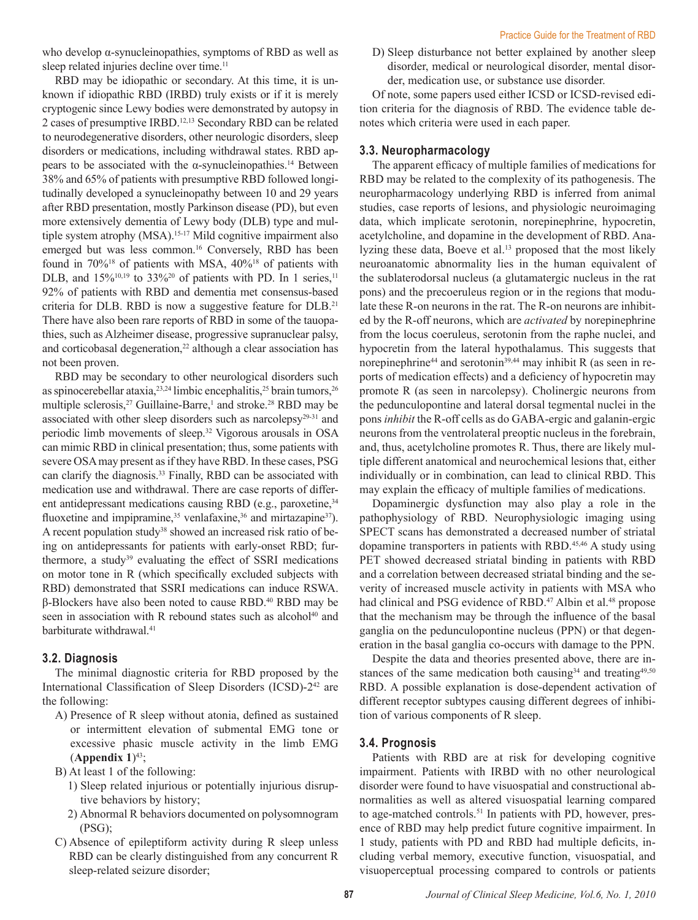who develop α-synucleinopathies, symptoms of RBD as well as sleep related injuries decline over time.[11]

RBD may be idiopathic or secondary. At this time, it is unknown if idiopathic RBD (IRBD) truly exists or if it is merely cryptogenic since Lewy bodies were demonstrated by autopsy in 2 cases of presumptive IRBD.[12,13] Secondary RBD can be related to neurodegenerative disorders, other neurologic disorders, sleep disorders or medications, including withdrawal states. RBD appears to be associated with the α-synucleinopathies.[14] Between 38% and 65% of patients with presumptive RBD followed longitudinally developed a synucleinopathy between 10 and 29 years after RBD presentation, mostly Parkinson disease (PD), but even more extensively dementia of Lewy body (DLB) type and multiple system atrophy (MSA).[15-17] Mild cognitive impairment also emerged but was less common.[16] Conversely, RBD has been found in 70%[18] of patients with MSA, 40%[18] of patients with DLB, and 15%[10,19] to 33%[20] of patients with PD. In 1 series,[11] 92% of patients with RBD and dementia met consensus-based criteria for DLB. RBD is now a suggestive feature for DLB.[21] There have also been rare reports of RBD in some of the tauopathies, such as Alzheimer disease, progressive supranuclear palsy, and corticobasal degeneration,[22] although a clear association has not been proven.

RBD may be secondary to other neurological disorders such as spinocerebellar ataxia,[23,24] limbic encephalitis,[25] brain tumors,[26] multiple sclerosis,[27] Guillaine-Barre,[1] and stroke.[28] RBD may be associated with other sleep disorders such as narcolepsy[29-31] and periodic limb movements of sleep.[32] Vigorous arousals in OSA can mimic RBD in clinical presentation; thus, some patients with severe OSA may present as if they have RBD. In these cases, PSG can clarify the diagnosis.[33] Finally, RBD can be associated with medication use and withdrawal. There are case reports of different antidepressant medications causing RBD (e.g., paroxetine,[34] fluoxetine and impipramine,[35] venlafaxine,[36] and mirtazapine[37]). A recent population study[38] showed an increased risk ratio of being on antidepressants for patients with early-onset RBD; furthermore, a study[39] evaluating the effect of SSRI medications on motor tone in R (which specifically excluded subjects with RBD) demonstrated that SSRI medications can induce RSWA. β-Blockers have also been noted to cause RBD.[40] RBD may be seen in association with R rebound states such as alcohol[40] and barbiturate withdrawal.[41]

## 3.2. Diagnosis

The minimal diagnostic criteria for RBD proposed by the International Classification of Sleep Disorders (ICSD)-2[42] are the following:

A) Presence of R sleep without atonia, defined as sustained or intermittent elevation of submental EMG tone or excessive phasic muscle activity in the limb EMG (**Appendix 1**)[43];

B) At least 1 of the following:
   1) Sleep related injurious or potentially injurious disruptive behaviors by history;
   2) Abnormal R behaviors documented on polysomnogram (PSG);

C) Absence of epileptiform activity during R sleep unless RBD can be clearly distinguished from any concurrent R sleep-related seizure disorder;

D) Sleep disturbance not better explained by another sleep disorder, medical or neurological disorder, mental disorder, medication use, or substance use disorder.

Of note, some papers used either ICSD or ICSD-revised edition criteria for the diagnosis of RBD. The evidence table denotes which criteria were used in each paper.

## 3.3. Neuropharmacology

The apparent efficacy of multiple families of medications for RBD may be related to the complexity of its pathogenesis. The neuropharmacology underlying RBD is inferred from animal studies, case reports of lesions, and physiologic neuroimaging data, which implicate serotonin, norepinephrine, hypocretin, acetylcholine, and dopamine in the development of RBD. Analyzing these data, Boeve et al.[13] proposed that the most likely neuroanatomic abnormality lies in the human equivalent of the sublaterodorsal nucleus (a glutamatergic nucleus in the rat pons) and the precoeruleus region or in the regions that modulate these R-on neurons in the rat. The R-on neurons are inhibited by the R-off neurons, which are *activated* by norepinephrine from the locus coeruleus, serotonin from the raphe nuclei, and hypocretin from the lateral hypothalamus. This suggests that norepinephrine[44] and serotonin[39,44] may inhibit R (as seen in reports of medication effects) and a deficiency of hypocretin may promote R (as seen in narcolepsy). Cholinergic neurons from the pedunculopontine and lateral dorsal tegmental nuclei in the pons *inhibit* the R-off cells as do GABA-ergic and galanin-ergic neurons from the ventrolateral preoptic nucleus in the forebrain, and, thus, acetylcholine promotes R. Thus, there are likely multiple different anatomical and neurochemical lesions that, either individually or in combination, can lead to clinical RBD. This may explain the efficacy of multiple families of medications.

Dopaminergic dysfunction may also play a role in the pathophysiology of RBD. Neurophysiologic imaging using SPECT scans has demonstrated a decreased number of striatal dopamine transporters in patients with RBD.[45,46] A study using PET showed decreased striatal binding in patients with RBD and a correlation between decreased striatal binding and the severity of increased muscle activity in patients with MSA who had clinical and PSG evidence of RBD.[47] Albin et al.[48] propose that the mechanism may be through the influence of the basal ganglia on the pedunculopontine nucleus (PPN) or that degeneration in the basal ganglia co-occurs with damage to the PPN.

Despite the data and theories presented above, there are instances of the same medication both causing[34] and treating[49,50] RBD. A possible explanation is dose-dependent activation of different receptor subtypes causing different degrees of inhibition of various components of R sleep.

## 3.4. Prognosis

Patients with RBD are at risk for developing cognitive impairment. Patients with IRBD with no other neurological disorder were found to have visuospatial and constructional abnormalities as well as altered visuospatial learning compared to age-matched controls.[51] In patients with PD, however, presence of RBD may help predict future cognitive impairment. In 1 study, patients with PD and RBD had multiple deficits, including verbal memory, executive function, visuospatial, and visuoperceptual processing compared to controls or patients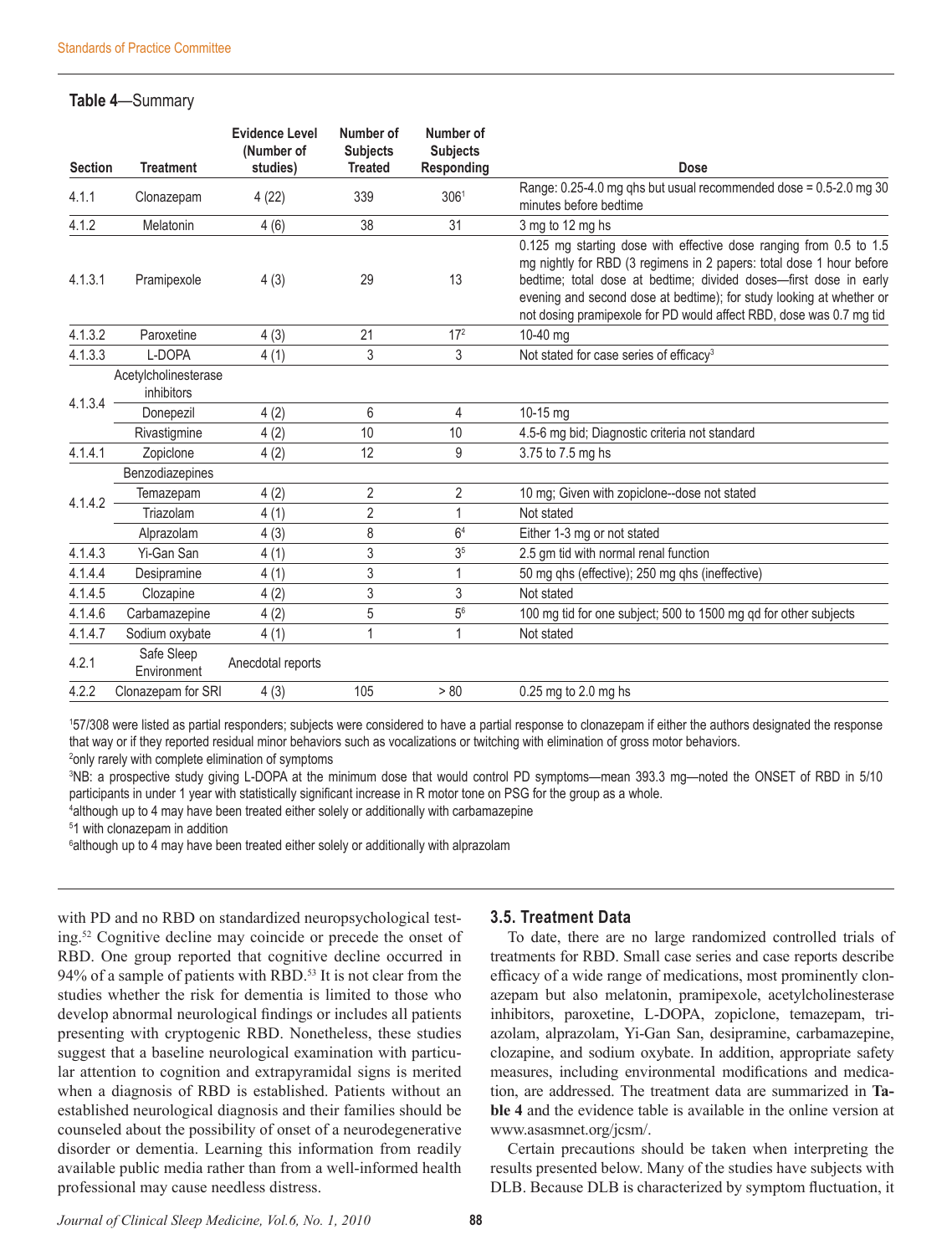**Table 4**—Summary

| Section | Treatment | Evidence Level (Number of studies) | Number of Subjects Treated | Number of Subjects Responding | Dose |
|---|---|---|---|---|---|
| 4.1.1 | Clonazepam | 4 (22) | 339 | 306[1] | Range: 0.25-4.0 mg qhs but usual recommended dose = 0.5-2.0 mg 30 minutes before bedtime |
| 4.1.2 | Melatonin | 4 (6) | 38 | 31 | 3 mg to 12 mg hs |
| 4.1.3.1 | Pramipexole | 4 (3) | 29 | 13 | 0.125 mg starting dose with effective dose ranging from 0.5 to 1.5 mg nightly for RBD (3 regimens in 2 papers: total dose 1 hour before bedtime; total dose at bedtime; divided doses—first dose in early evening and second dose at bedtime); for study looking at whether or not dosing pramipexole for PD would affect RBD, dose was 0.7 mg tid |
| 4.1.3.2 | Paroxetine | 4 (3) | 21 | 17[2] | 10-40 mg |
| 4.1.3.3 | L-DOPA | 4 (1) | 3 | 3 | Not stated for case series of efficacy[3] |
| 4.1.3.4 | Acetylcholinesterase inhibitors | | | | |
| | Donepezil | 4 (2) | 6 | 4 | 10-15 mg |
| | Rivastigmine | 4 (2) | 10 | 10 | 4.5-6 mg bid; Diagnostic criteria not standard |
| 4.1.4.1 | Zopiclone | 4 (2) | 12 | 9 | 3.75 to 7.5 mg hs |
| 4.1.4.2 | Benzodiazepines | | | | |
| | Temazepam | 4 (2) | 2 | 2 | 10 mg; Given with zopiclone--dose not stated |
| | Triazolam | 4 (1) | 2 | 1 | Not stated |
| | Alprazolam | 4 (3) | 8 | 6[4] | Either 1-3 mg or not stated |
| 4.1.4.3 | Yi-Gan San | 4 (1) | 3 | 3[5] | 2.5 gm tid with normal renal function |
| 4.1.4.4 | Desipramine | 4 (1) | 3 | 1 | 50 mg qhs (effective); 250 mg qhs (ineffective) |
| 4.1.4.5 | Clozapine | 4 (2) | 3 | 3 | Not stated |
| 4.1.4.6 | Carbamazepine | 4 (2) | 5 | 5[6] | 100 mg tid for one subject; 500 to 1500 mg qd for other subjects |
| 4.1.4.7 | Sodium oxybate | 4 (1) | 1 | 1 | Not stated |
| 4.2.1 | Safe Sleep Environment | Anecdotal reports | | | |
| 4.2.2 | Clonazepam for SRI | 4 (3) | 105 | > 80 | 0.25 mg to 2.0 mg hs |

[1]57/308 were listed as partial responders; subjects were considered to have a partial response to clonazepam if either the authors designated the response that way or if they reported residual minor behaviors such as vocalizations or twitching with elimination of gross motor behaviors.
[2]only rarely with complete elimination of symptoms
[3]NB: a prospective study giving L-DOPA at the minimum dose that would control PD symptoms—mean 393.3 mg—noted the ONSET of RBD in 5/10 participants in under 1 year with statistically significant increase in R motor tone on PSG for the group as a whole.
[4]although up to 4 may have been treated either solely or additionally with carbamazepine
[5]1 with clonazepam in addition
[6]although up to 4 may have been treated either solely or additionally with alprazolam

with PD and no RBD on standardized neuropsychological testing.[52] Cognitive decline may coincide or precede the onset of RBD. One group reported that cognitive decline occurred in 94% of a sample of patients with RBD.[53] It is not clear from the studies whether the risk for dementia is limited to those who develop abnormal neurological findings or includes all patients presenting with cryptogenic RBD. Nonetheless, these studies suggest that a baseline neurological examination with particular attention to cognition and extrapyramidal signs is merited when a diagnosis of RBD is established. Patients without an established neurological diagnosis and their families should be counseled about the possibility of onset of a neurodegenerative disorder or dementia. Learning this information from readily available public media rather than from a well-informed health professional may cause needless distress.

### 3.5. Treatment Data

To date, there are no large randomized controlled trials of treatments for RBD. Small case series and case reports describe efficacy of a wide range of medications, most prominently clonazepam but also melatonin, pramipexole, acetylcholinesterase inhibitors, paroxetine, L-DOPA, zopiclone, temazepam, triazolam, alprazolam, Yi-Gan San, desipramine, carbamazepine, clozapine, and sodium oxybate. In addition, appropriate safety measures, including environmental modifications and medication, are addressed. The treatment data are summarized in **Table 4** and the evidence table is available in the online version at www.asasmnet.org/jcsm/.

Certain precautions should be taken when interpreting the results presented below. Many of the studies have subjects with DLB. Because DLB is characterized by symptom fluctuation, it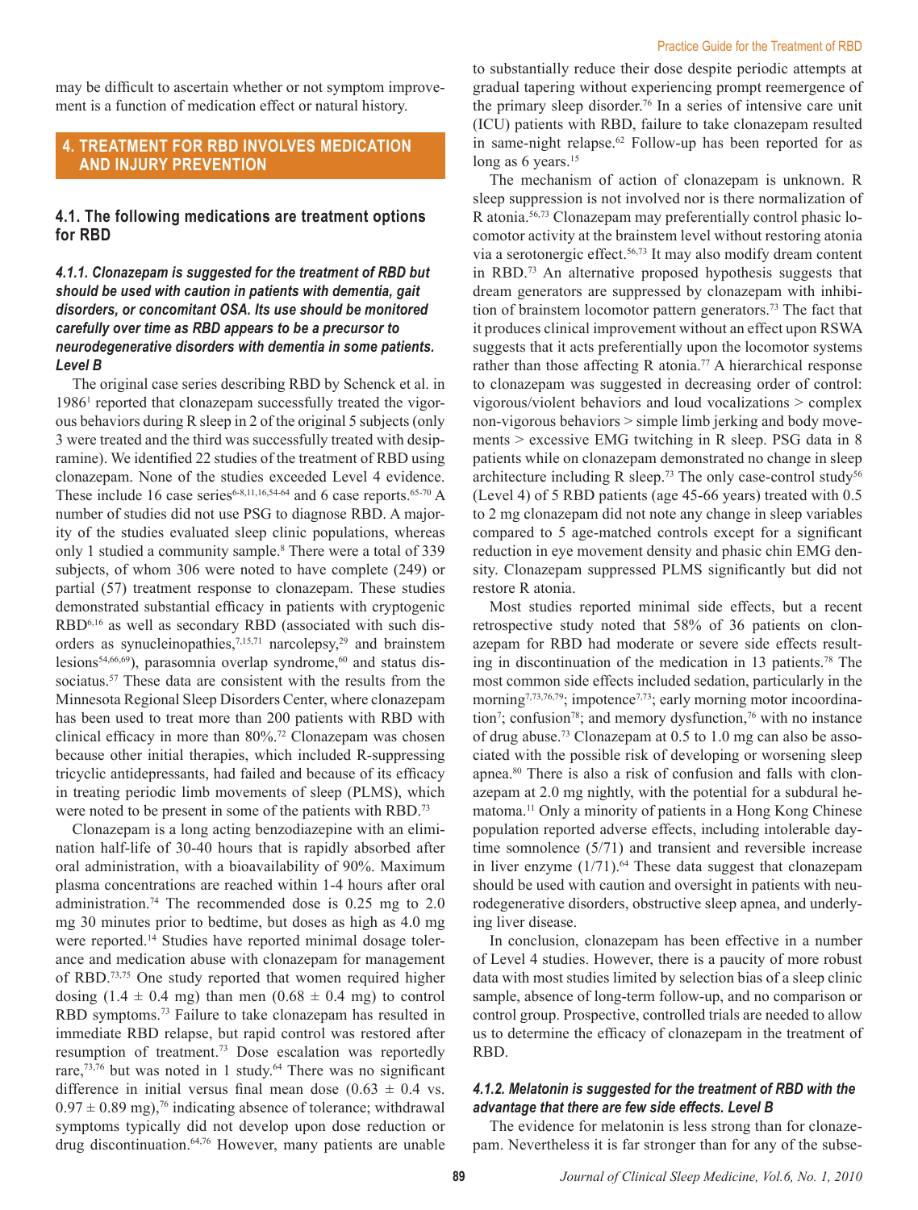may be difficult to ascertain whether or not symptom improvement is a function of medication effect or natural history.

## 4. TREATMENT FOR RBD INVOLVES MEDICATION AND INJURY PREVENTION

### 4.1. The following medications are treatment options for RBD

#### *4.1.1. Clonazepam is suggested for the treatment of RBD but should be used with caution in patients with dementia, gait disorders, or concomitant OSA. Its use should be monitored carefully over time as RBD appears to be a precursor to neurodegenerative disorders with dementia in some patients. Level B*

The original case series describing RBD by Schenck et al. in 1986[1] reported that clonazepam successfully treated the vigorous behaviors during R sleep in 2 of the original 5 subjects (only 3 were treated and the third was successfully treated with desipramine). We identified 22 studies of the treatment of RBD using clonazepam. None of the studies exceeded Level 4 evidence. These include 16 case series[6-8,11,16,54-64] and 6 case reports.[65-70] A number of studies did not use PSG to diagnose RBD. A majority of the studies evaluated sleep clinic populations, whereas only 1 studied a community sample.[8] There were a total of 339 subjects, of whom 306 were noted to have complete (249) or partial (57) treatment response to clonazepam. These studies demonstrated substantial efficacy in patients with cryptogenic RBD[6,16] as well as secondary RBD (associated with such disorders as synucleinopathies,[7,15,71] narcolepsy,[29] and brainstem lesions[54,66,69]), parasomnia overlap syndrome,[60] and status dissociatus.[57] These data are consistent with the results from the Minnesota Regional Sleep Disorders Center, where clonazepam has been used to treat more than 200 patients with RBD with clinical efficacy in more than 80%.[72] Clonazepam was chosen because other initial therapies, which included R-suppressing tricyclic antidepressants, had failed and because of its efficacy in treating periodic limb movements of sleep (PLMS), which were noted to be present in some of the patients with RBD.[73]

Clonazepam is a long acting benzodiazepine with an elimination half-life of 30-40 hours that is rapidly absorbed after oral administration, with a bioavailability of 90%. Maximum plasma concentrations are reached within 1-4 hours after oral administration.[74] The recommended dose is 0.25 mg to 2.0 mg 30 minutes prior to bedtime, but doses as high as 4.0 mg were reported.[14] Studies have reported minimal dosage tolerance and medication abuse with clonazepam for management of RBD.[73,75] One study reported that women required higher dosing ($1.4 \pm 0.4$ mg) than men ($0.68 \pm 0.4$ mg) to control RBD symptoms.[73] Failure to take clonazepam has resulted in immediate RBD relapse, but rapid control was restored after resumption of treatment.[73] Dose escalation was reportedly rare,[73,76] but was noted in 1 study.[64] There was no significant difference in initial versus final mean dose ($0.63 \pm 0.4$ vs. $0.97 \pm 0.89$ mg),[76] indicating absence of tolerance; withdrawal symptoms typically did not develop upon dose reduction or drug discontinuation.[64,76] However, many patients are unable to substantially reduce their dose despite periodic attempts at gradual tapering without experiencing prompt reemergence of the primary sleep disorder.[76] In a series of intensive care unit (ICU) patients with RBD, failure to take clonazepam resulted in same-night relapse.[62] Follow-up has been reported for as long as 6 years.[15]

The mechanism of action of clonazepam is unknown. R sleep suppression is not involved nor is there normalization of R atonia.[56,73] Clonazepam may preferentially control phasic locomotor activity at the brainstem level without restoring atonia via a serotonergic effect.[56,73] It may also modify dream content in RBD.[73] An alternative proposed hypothesis suggests that dream generators are suppressed by clonazepam with inhibition of brainstem locomotor pattern generators.[73] The fact that it produces clinical improvement without an effect upon RSWA suggests that it acts preferentially upon the locomotor systems rather than those affecting R atonia.[77] A hierarchical response to clonazepam was suggested in decreasing order of control: vigorous/violent behaviors and loud vocalizations > complex non-vigorous behaviors > simple limb jerking and body movements > excessive EMG twitching in R sleep. PSG data in 8 patients while on clonazepam demonstrated no change in sleep architecture including R sleep.[73] The only case-control study[56] (Level 4) of 5 RBD patients (age 45-66 years) treated with 0.5 to 2 mg clonazepam did not note any change in sleep variables compared to 5 age-matched controls except for a significant reduction in eye movement density and phasic chin EMG density. Clonazepam suppressed PLMS significantly but did not restore R atonia.

Most studies reported minimal side effects, but a recent retrospective study noted that 58% of 36 patients on clonazepam for RBD had moderate or severe side effects resulting in discontinuation of the medication in 13 patients.[78] The most common side effects included sedation, particularly in the morning[7,73,76,79]; impotence[7,73]; early morning motor incoordination[7]; confusion[78]; and memory dysfunction,[76] with no instance of drug abuse.[73] Clonazepam at 0.5 to 1.0 mg can also be associated with the possible risk of developing or worsening sleep apnea.[80] There is also a risk of confusion and falls with clonazepam at 2.0 mg nightly, with the potential for a subdural hematoma.[11] Only a minority of patients in a Hong Kong Chinese population reported adverse effects, including intolerable daytime somnolence (5/71) and transient and reversible increase in liver enzyme (1/71).[64] These data suggest that clonazepam should be used with caution and oversight in patients with neurodegenerative disorders, obstructive sleep apnea, and underlying liver disease.

In conclusion, clonazepam has been effective in a number of Level 4 studies. However, there is a paucity of more robust data with most studies limited by selection bias of a sleep clinic sample, absence of long-term follow-up, and no comparison or control group. Prospective, controlled trials are needed to allow us to determine the efficacy of clonazepam in the treatment of RBD.

#### *4.1.2. Melatonin is suggested for the treatment of RBD with the advantage that there are few side effects. Level B*

The evidence for melatonin is less strong than for clonazepam. Nevertheless it is far stronger than for any of the subse-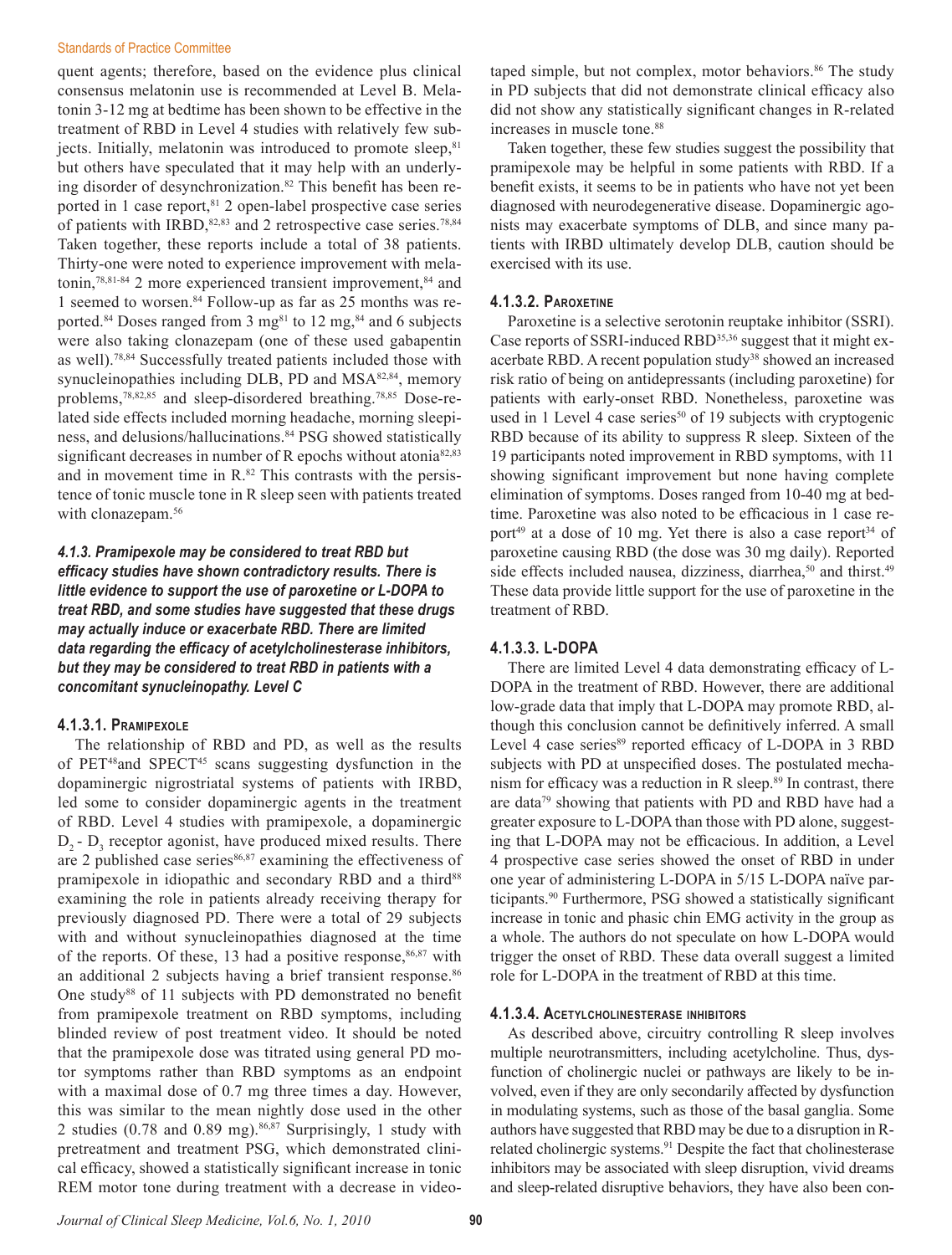quent agents; therefore, based on the evidence plus clinical consensus melatonin use is recommended at Level B. Melatonin 3-12 mg at bedtime has been shown to be effective in the treatment of RBD in Level 4 studies with relatively few subjects. Initially, melatonin was introduced to promote sleep,[81] but others have speculated that it may help with an underlying disorder of desynchronization.[82] This benefit has been reported in 1 case report,[81] 2 open-label prospective case series of patients with IRBD,[82,83] and 2 retrospective case series.[78,84] Taken together, these reports include a total of 38 patients. Thirty-one were noted to experience improvement with melatonin,[78,81-84] 2 more experienced transient improvement,[84] and 1 seemed to worsen.[84] Follow-up as far as 25 months was reported.[84] Doses ranged from 3 mg[81] to 12 mg,[84] and 6 subjects were also taking clonazepam (one of these used gabapentin as well).[78,84] Successfully treated patients included those with synucleinopathies including DLB, PD and MSA[82,84], memory problems,[78,82,85] and sleep-disordered breathing.[78,85] Dose-related side effects included morning headache, morning sleepiness, and delusions/hallucinations.[84] PSG showed statistically significant decreases in number of R epochs without atonia[82,83] and in movement time in R.[82] This contrasts with the persistence of tonic muscle tone in R sleep seen with patients treated with clonazepam.[56]

***4.1.3. Pramipexole may be considered to treat RBD but efficacy studies have shown contradictory results. There is little evidence to support the use of paroxetine or L-DOPA to treat RBD, and some studies have suggested that these drugs may actually induce or exacerbate RBD. There are limited data regarding the efficacy of acetylcholinesterase inhibitors, but they may be considered to treat RBD in patients with a concomitant synucleinopathy. Level C***

#### 4.1.3.1. Pramipexole

The relationship of RBD and PD, as well as the results of PET[48] and SPECT[45] scans suggesting dysfunction in the dopaminergic nigrostriatal systems of patients with IRBD, led some to consider dopaminergic agents in the treatment of RBD. Level 4 studies with pramipexole, a dopaminergic $D_2$ - $D_3$ receptor agonist, have produced mixed results. There are 2 published case series[86,87] examining the effectiveness of pramipexole in idiopathic and secondary RBD and a third[88] examining the role in patients already receiving therapy for previously diagnosed PD. There were a total of 29 subjects with and without synucleinopathies diagnosed at the time of the reports. Of these, 13 had a positive response,[86,87] with an additional 2 subjects having a brief transient response.[86] One study[88] of 11 subjects with PD demonstrated no benefit from pramipexole treatment on RBD symptoms, including blinded review of post treatment video. It should be noted that the pramipexole dose was titrated using general PD motor symptoms rather than RBD symptoms as an endpoint with a maximal dose of 0.7 mg three times a day. However, this was similar to the mean nightly dose used in the other 2 studies (0.78 and 0.89 mg).[86,87] Surprisingly, 1 study with pretreatment and treatment PSG, which demonstrated clinical efficacy, showed a statistically significant increase in tonic REM motor tone during treatment with a decrease in videotaped simple, but not complex, motor behaviors.[86] The study in PD subjects that did not demonstrate clinical efficacy also did not show any statistically significant changes in R-related increases in muscle tone.[88]

Taken together, these few studies suggest the possibility that pramipexole may be helpful in some patients with RBD. If a benefit exists, it seems to be in patients who have not yet been diagnosed with neurodegenerative disease. Dopaminergic agonists may exacerbate symptoms of DLB, and since many patients with IRBD ultimately develop DLB, caution should be exercised with its use.

#### 4.1.3.2. Paroxetine

Paroxetine is a selective serotonin reuptake inhibitor (SSRI). Case reports of SSRI-induced RBD[35,36] suggest that it might exacerbate RBD. A recent population study[38] showed an increased risk ratio of being on antidepressants (including paroxetine) for patients with early-onset RBD. Nonetheless, paroxetine was used in 1 Level 4 case series[50] of 19 subjects with cryptogenic RBD because of its ability to suppress R sleep. Sixteen of the 19 participants noted improvement in RBD symptoms, with 11 showing significant improvement but none having complete elimination of symptoms. Doses ranged from 10-40 mg at bedtime. Paroxetine was also noted to be efficacious in 1 case report[49] at a dose of 10 mg. Yet there is also a case report[34] of paroxetine causing RBD (the dose was 30 mg daily). Reported side effects included nausea, dizziness, diarrhea,[50] and thirst.[49] These data provide little support for the use of paroxetine in the treatment of RBD.

#### 4.1.3.3. L-DOPA

There are limited Level 4 data demonstrating efficacy of L-DOPA in the treatment of RBD. However, there are additional low-grade data that imply that L-DOPA may promote RBD, although this conclusion cannot be definitively inferred. A small Level 4 case series[89] reported efficacy of L-DOPA in 3 RBD subjects with PD at unspecified doses. The postulated mechanism for efficacy was a reduction in R sleep.[89] In contrast, there are data[79] showing that patients with PD and RBD have had a greater exposure to L-DOPA than those with PD alone, suggesting that L-DOPA may not be efficacious. In addition, a Level 4 prospective case series showed the onset of RBD in under one year of administering L-DOPA in 5/15 L-DOPA naïve participants.[90] Furthermore, PSG showed a statistically significant increase in tonic and phasic chin EMG activity in the group as a whole. The authors do not speculate on how L-DOPA would trigger the onset of RBD. These data overall suggest a limited role for L-DOPA in the treatment of RBD at this time.

#### 4.1.3.4. Acetylcholinesterase inhibitors

As described above, circuitry controlling R sleep involves multiple neurotransmitters, including acetylcholine. Thus, dysfunction of cholinergic nuclei or pathways are likely to be involved, even if they are only secondarily affected by dysfunction in modulating systems, such as those of the basal ganglia. Some authors have suggested that RBD may be due to a disruption in R-related cholinergic systems.[91] Despite the fact that cholinesterase inhibitors may be associated with sleep disruption, vivid dreams and sleep-related disruptive behaviors, they have also been con-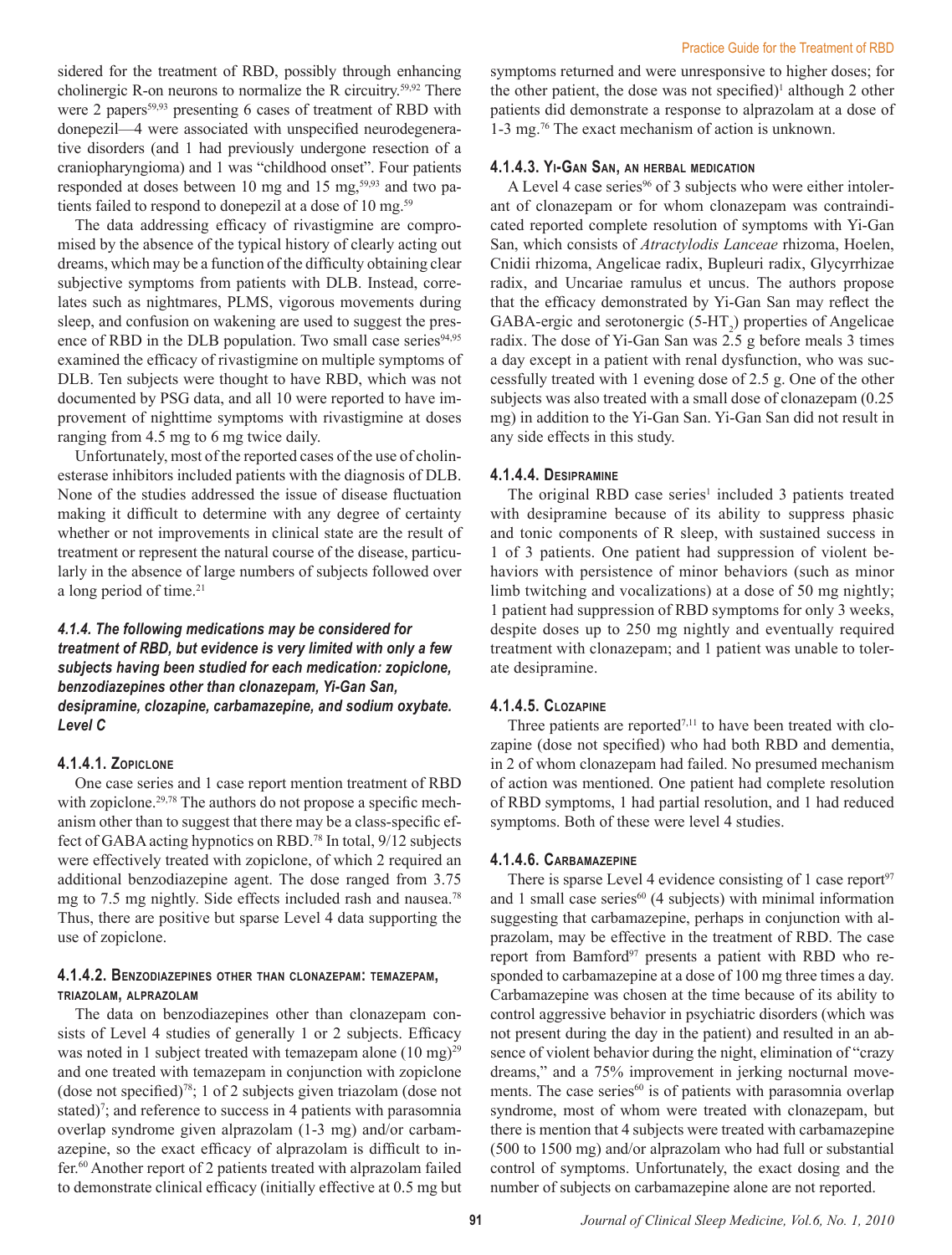sidered for the treatment of RBD, possibly through enhancing cholinergic R-on neurons to normalize the R circuitry.[59,92] There were 2 papers[59,93] presenting 6 cases of treatment of RBD with donepezil—4 were associated with unspecified neurodegenerative disorders (and 1 had previously undergone resection of a craniopharyngioma) and 1 was "childhood onset". Four patients responded at doses between 10 mg and 15 mg,[59,93] and two patients failed to respond to donepezil at a dose of 10 mg.[59]

The data addressing efficacy of rivastigmine are compromised by the absence of the typical history of clearly acting out dreams, which may be a function of the difficulty obtaining clear subjective symptoms from patients with DLB. Instead, correlates such as nightmares, PLMS, vigorous movements during sleep, and confusion on wakening are used to suggest the presence of RBD in the DLB population. Two small case series[94,95] examined the efficacy of rivastigmine on multiple symptoms of DLB. Ten subjects were thought to have RBD, which was not documented by PSG data, and all 10 were reported to have improvement of nighttime symptoms with rivastigmine at doses ranging from 4.5 mg to 6 mg twice daily.

Unfortunately, most of the reported cases of the use of cholinesterase inhibitors included patients with the diagnosis of DLB. None of the studies addressed the issue of disease fluctuation making it difficult to determine with any degree of certainty whether or not improvements in clinical state are the result of treatment or represent the natural course of the disease, particularly in the absence of large numbers of subjects followed over a long period of time.[21]

### *4.1.4. The following medications may be considered for treatment of RBD, but evidence is very limited with only a few subjects having been studied for each medication: zopiclone, benzodiazepines other than clonazepam, Yi-Gan San, desipramine, clozapine, carbamazepine, and sodium oxybate. Level C*

#### 4.1.4.1. Zopiclone

One case series and 1 case report mention treatment of RBD with zopiclone.[29,78] The authors do not propose a specific mechanism other than to suggest that there may be a class-specific effect of GABA acting hypnotics on RBD.[78] In total, 9/12 subjects were effectively treated with zopiclone, of which 2 required an additional benzodiazepine agent. The dose ranged from 3.75 mg to 7.5 mg nightly. Side effects included rash and nausea.[78] Thus, there are positive but sparse Level 4 data supporting the use of zopiclone.

#### 4.1.4.2. Benzodiazepines other than clonazepam: temazepam, triazolam, alprazolam

The data on benzodiazepines other than clonazepam consists of Level 4 studies of generally 1 or 2 subjects. Efficacy was noted in 1 subject treated with temazepam alone (10 mg)[29] and one treated with temazepam in conjunction with zopiclone (dose not specified)[78]; 1 of 2 subjects given triazolam (dose not stated)[7]; and reference to success in 4 patients with parasomnia overlap syndrome given alprazolam (1-3 mg) and/or carbamazepine, so the exact efficacy of alprazolam is difficult to infer.[60] Another report of 2 patients treated with alprazolam failed to demonstrate clinical efficacy (initially effective at 0.5 mg but symptoms returned and were unresponsive to higher doses; for the other patient, the dose was not specified)[1] although 2 other patients did demonstrate a response to alprazolam at a dose of 1-3 mg.[76] The exact mechanism of action is unknown.

#### 4.1.4.3. Yi-Gan San, an herbal medication

A Level 4 case series[96] of 3 subjects who were either intolerant of clonazepam or for whom clonazepam was contraindicated reported complete resolution of symptoms with Yi-Gan San, which consists of *Atractylodis Lanceae* rhizoma, Hoelen, Cnidii rhizoma, Angelicae radix, Bupleuri radix, Glycyrrhizae radix, and Uncariae ramulus et uncus. The authors propose that the efficacy demonstrated by Yi-Gan San may reflect the GABA-ergic and serotonergic ($5\text{-}HT_2$) properties of Angelicae radix. The dose of Yi-Gan San was 2.5 g before meals 3 times a day except in a patient with renal dysfunction, who was successfully treated with 1 evening dose of 2.5 g. One of the other subjects was also treated with a small dose of clonazepam (0.25 mg) in addition to the Yi-Gan San. Yi-Gan San did not result in any side effects in this study.

#### 4.1.4.4. Desipramine

The original RBD case series[1] included 3 patients treated with desipramine because of its ability to suppress phasic and tonic components of R sleep, with sustained success in 1 of 3 patients. One patient had suppression of violent behaviors with persistence of minor behaviors (such as minor limb twitching and vocalizations) at a dose of 50 mg nightly; 1 patient had suppression of RBD symptoms for only 3 weeks, despite doses up to 250 mg nightly and eventually required treatment with clonazepam; and 1 patient was unable to tolerate desipramine.

#### 4.1.4.5. Clozapine

Three patients are reported[7,11] to have been treated with clozapine (dose not specified) who had both RBD and dementia, in 2 of whom clonazepam had failed. No presumed mechanism of action was mentioned. One patient had complete resolution of RBD symptoms, 1 had partial resolution, and 1 had reduced symptoms. Both of these were level 4 studies.

#### 4.1.4.6. Carbamazepine

There is sparse Level 4 evidence consisting of 1 case report[97] and 1 small case series[60] (4 subjects) with minimal information suggesting that carbamazepine, perhaps in conjunction with alprazolam, may be effective in the treatment of RBD. The case report from Bamford[97] presents a patient with RBD who responded to carbamazepine at a dose of 100 mg three times a day. Carbamazepine was chosen at the time because of its ability to control aggressive behavior in psychiatric disorders (which was not present during the day in the patient) and resulted in an absence of violent behavior during the night, elimination of "crazy dreams," and a 75% improvement in jerking nocturnal movements. The case series[60] is of patients with parasomnia overlap syndrome, most of whom were treated with clonazepam, but there is mention that 4 subjects were treated with carbamazepine (500 to 1500 mg) and/or alprazolam who had full or substantial control of symptoms. Unfortunately, the exact dosing and the number of subjects on carbamazepine alone are not reported.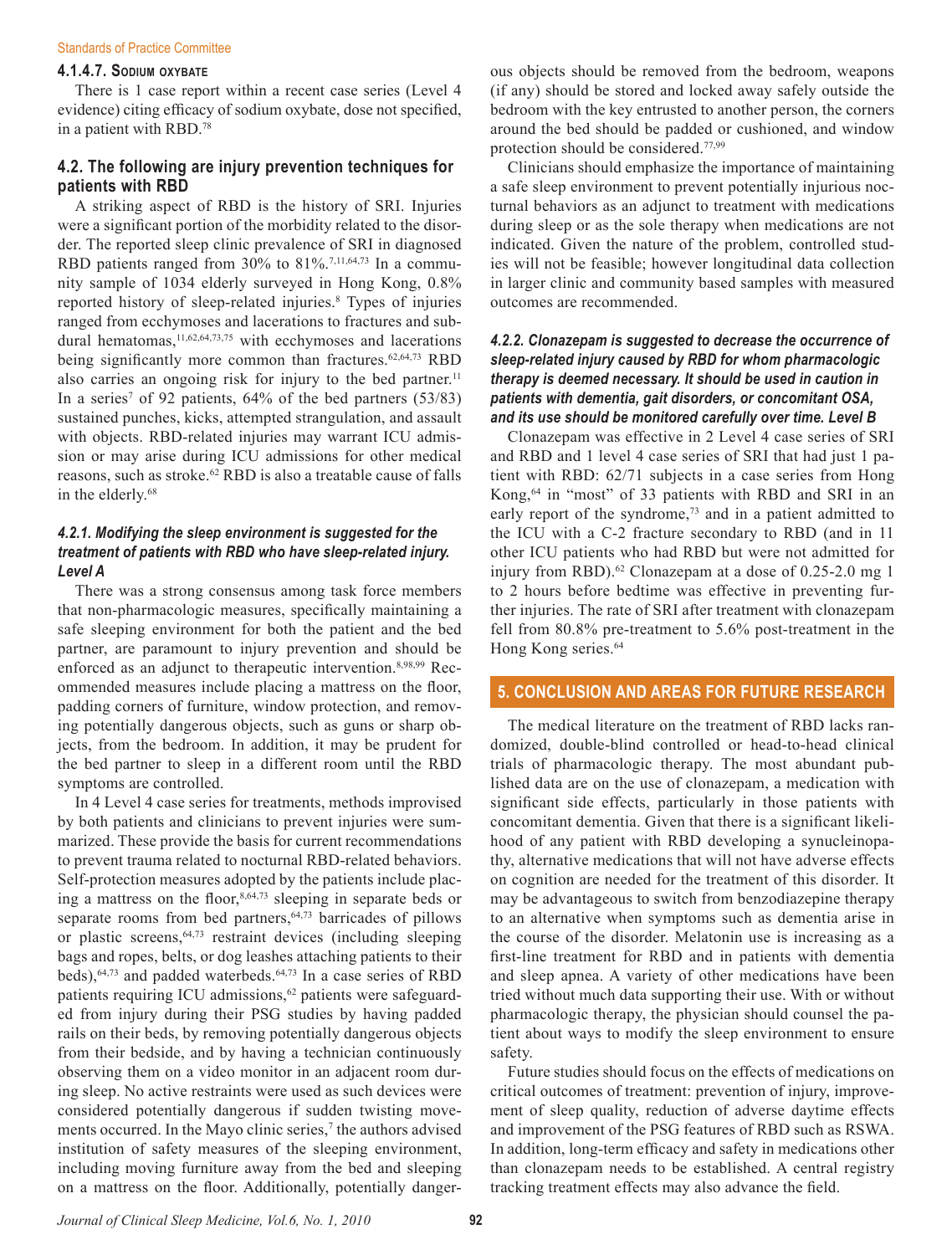#### 4.1.4.7. Sodium oxybate

There is 1 case report within a recent case series (Level 4 evidence) citing efficacy of sodium oxybate, dose not specified, in a patient with RBD.[78]

### 4.2. The following are injury prevention techniques for patients with RBD

A striking aspect of RBD is the history of SRI. Injuries were a significant portion of the morbidity related to the disorder. The reported sleep clinic prevalence of SRI in diagnosed RBD patients ranged from 30% to 81%.[7,11,64,73] In a community sample of 1034 elderly surveyed in Hong Kong, 0.8% reported history of sleep-related injuries.[8] Types of injuries ranged from ecchymoses and lacerations to fractures and subdural hematomas,[11,62,64,73,75] with ecchymoses and lacerations being significantly more common than fractures.[62,64,73] RBD also carries an ongoing risk for injury to the bed partner.[11] In a series[7] of 92 patients, 64% of the bed partners (53/83) sustained punches, kicks, attempted strangulation, and assault with objects. RBD-related injuries may warrant ICU admission or may arise during ICU admissions for other medical reasons, such as stroke.[62] RBD is also a treatable cause of falls in the elderly.[68]

#### *4.2.1. Modifying the sleep environment is suggested for the treatment of patients with RBD who have sleep-related injury. Level A*

There was a strong consensus among task force members that non-pharmacologic measures, specifically maintaining a safe sleeping environment for both the patient and the bed partner, are paramount to injury prevention and should be enforced as an adjunct to therapeutic intervention.[8,98,99] Recommended measures include placing a mattress on the floor, padding corners of furniture, window protection, and removing potentially dangerous objects, such as guns or sharp objects, from the bedroom. In addition, it may be prudent for the bed partner to sleep in a different room until the RBD symptoms are controlled.

In 4 Level 4 case series for treatments, methods improvised by both patients and clinicians to prevent injuries were summarized. These provide the basis for current recommendations to prevent trauma related to nocturnal RBD-related behaviors. Self-protection measures adopted by the patients include placing a mattress on the floor,[8,64,73] sleeping in separate beds or separate rooms from bed partners,[64,73] barricades of pillows or plastic screens,[64,73] restraint devices (including sleeping bags and ropes, belts, or dog leashes attaching patients to their beds),[64,73] and padded waterbeds.[64,73] In a case series of RBD patients requiring ICU admissions,[62] patients were safeguarded from injury during their PSG studies by having padded rails on their beds, by removing potentially dangerous objects from their bedside, and by having a technician continuously observing them on a video monitor in an adjacent room during sleep. No active restraints were used as such devices were considered potentially dangerous if sudden twisting movements occurred. In the Mayo clinic series,[7] the authors advised institution of safety measures of the sleeping environment, including moving furniture away from the bed and sleeping on a mattress on the floor. Additionally, potentially dangerous objects should be removed from the bedroom, weapons (if any) should be stored and locked away safely outside the bedroom with the key entrusted to another person, the corners around the bed should be padded or cushioned, and window protection should be considered.[77,99]

Clinicians should emphasize the importance of maintaining a safe sleep environment to prevent potentially injurious nocturnal behaviors as an adjunct to treatment with medications during sleep or as the sole therapy when medications are not indicated. Given the nature of the problem, controlled studies will not be feasible; however longitudinal data collection in larger clinic and community based samples with measured outcomes are recommended.

#### *4.2.2. Clonazepam is suggested to decrease the occurrence of sleep-related injury caused by RBD for whom pharmacologic therapy is deemed necessary. It should be used in caution in patients with dementia, gait disorders, or concomitant OSA, and its use should be monitored carefully over time. Level B*

Clonazepam was effective in 2 Level 4 case series of SRI and RBD and 1 level 4 case series of SRI that had just 1 patient with RBD: 62/71 subjects in a case series from Hong Kong,[64] in "most" of 33 patients with RBD and SRI in an early report of the syndrome,[73] and in a patient admitted to the ICU with a C-2 fracture secondary to RBD (and in 11 other ICU patients who had RBD but were not admitted for injury from RBD).[62] Clonazepam at a dose of 0.25-2.0 mg 1 to 2 hours before bedtime was effective in preventing further injuries. The rate of SRI after treatment with clonazepam fell from 80.8% pre-treatment to 5.6% post-treatment in the Hong Kong series.[64]

## 5. CONCLUSION AND AREAS FOR FUTURE RESEARCH

The medical literature on the treatment of RBD lacks randomized, double-blind controlled or head-to-head clinical trials of pharmacologic therapy. The most abundant published data are on the use of clonazepam, a medication with significant side effects, particularly in those patients with concomitant dementia. Given that there is a significant likelihood of any patient with RBD developing a synucleinopathy, alternative medications that will not have adverse effects on cognition are needed for the treatment of this disorder. It may be advantageous to switch from benzodiazepine therapy to an alternative when symptoms such as dementia arise in the course of the disorder. Melatonin use is increasing as a first-line treatment for RBD and in patients with dementia and sleep apnea. A variety of other medications have been tried without much data supporting their use. With or without pharmacologic therapy, the physician should counsel the patient about ways to modify the sleep environment to ensure safety.

Future studies should focus on the effects of medications on critical outcomes of treatment: prevention of injury, improvement of sleep quality, reduction of adverse daytime effects and improvement of the PSG features of RBD such as RSWA. In addition, long-term efficacy and safety in medications other than clonazepam needs to be established. A central registry tracking treatment effects may also advance the field.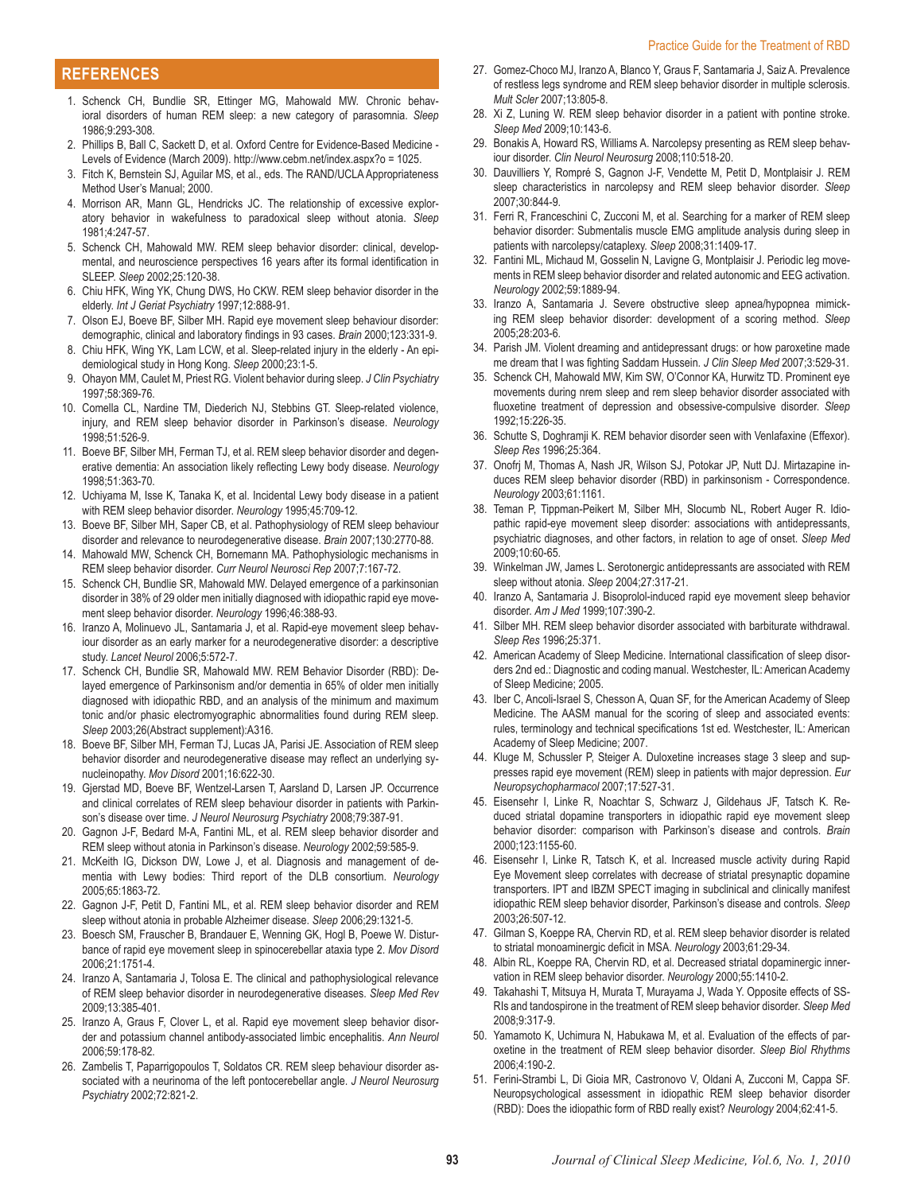## REFERENCES

1. Schenck CH, Bundlie SR, Ettinger MG, Mahowald MW. Chronic behavioral disorders of human REM sleep: a new category of parasomnia. *Sleep* 1986;9:293-308.
2. Phillips B, Ball C, Sackett D, et al. Oxford Centre for Evidence-Based Medicine - Levels of Evidence (March 2009). http://www.cebm.net/index.aspx?o = 1025.
3. Fitch K, Bernstein SJ, Aguilar MS, et al., eds. The RAND/UCLA Appropriateness Method User's Manual; 2000.
4. Morrison AR, Mann GL, Hendricks JC. The relationship of excessive exploratory behavior in wakefulness to paradoxical sleep without atonia. *Sleep* 1981;4:247-57.
5. Schenck CH, Mahowald MW. REM sleep behavior disorder: clinical, developmental, and neuroscience perspectives 16 years after its formal identification in SLEEP. *Sleep* 2002;25:120-38.
6. Chiu HFK, Wing YK, Chung DWS, Ho CKW. REM sleep behavior disorder in the elderly. *Int J Geriat Psychiatry* 1997;12:888-91.
7. Olson EJ, Boeve BF, Silber MH. Rapid eye movement sleep behaviour disorder: demographic, clinical and laboratory findings in 93 cases. *Brain* 2000;123:331-9.
8. Chiu HFK, Wing YK, Lam LCW, et al. Sleep-related injury in the elderly - An epidemiological study in Hong Kong. *Sleep* 2000;23:1-5.
9. Ohayon MM, Caulet M, Priest RG. Violent behavior during sleep. *J Clin Psychiatry* 1997;58:369-76.
10. Comella CL, Nardine TM, Diederich NJ, Stebbins GT. Sleep-related violence, injury, and REM sleep behavior disorder in Parkinson's disease. *Neurology* 1998;51:526-9.
11. Boeve BF, Silber MH, Ferman TJ, et al. REM sleep behavior disorder and degenerative dementia: An association likely reflecting Lewy body disease. *Neurology* 1998;51:363-70.
12. Uchiyama M, Isse K, Tanaka K, et al. Incidental Lewy body disease in a patient with REM sleep behavior disorder. *Neurology* 1995;45:709-12.
13. Boeve BF, Silber MH, Saper CB, et al. Pathophysiology of REM sleep behaviour disorder and relevance to neurodegenerative disease. *Brain* 2007;130:2770-88.
14. Mahowald MW, Schenck CH, Bornemann MA. Pathophysiologic mechanisms in REM sleep behavior disorder. *Curr Neurol Neurosci Rep* 2007;7:167-72.
15. Schenck CH, Bundlie SR, Mahowald MW. Delayed emergence of a parkinsonian disorder in 38% of 29 older men initially diagnosed with idiopathic rapid eye movement sleep behavior disorder. *Neurology* 1996;46:388-93.
16. Iranzo A, Molinuevo JL, Santamaria J, et al. Rapid-eye movement sleep behaviour disorder as an early marker for a neurodegenerative disorder: a descriptive study. *Lancet Neurol* 2006;5:572-7.
17. Schenck CH, Bundlie SR, Mahowald MW. REM Behavior Disorder (RBD): Delayed emergence of Parkinsonism and/or dementia in 65% of older men initially diagnosed with idiopathic RBD, and an analysis of the minimum and maximum tonic and/or phasic electromyographic abnormalities found during REM sleep. *Sleep* 2003;26(Abstract supplement):A316.
18. Boeve BF, Silber MH, Ferman TJ, Lucas JA, Parisi JE. Association of REM sleep behavior disorder and neurodegenerative disease may reflect an underlying synucleinopathy. *Mov Disord* 2001;16:622-30.
19. Gjerstad MD, Boeve BF, Wentzel-Larsen T, Aarsland D, Larsen JP. Occurrence and clinical correlates of REM sleep behaviour disorder in patients with Parkinson's disease over time. *J Neurol Neurosurg Psychiatry* 2008;79:387-91.
20. Gagnon J-F, Bedard M-A, Fantini ML, et al. REM sleep behavior disorder and REM sleep without atonia in Parkinson's disease. *Neurology* 2002;59:585-9.
21. McKeith IG, Dickson DW, Lowe J, et al. Diagnosis and management of dementia with Lewy bodies: Third report of the DLB consortium. *Neurology* 2005;65:1863-72.
22. Gagnon J-F, Petit D, Fantini ML, et al. REM sleep behavior disorder and REM sleep without atonia in probable Alzheimer disease. *Sleep* 2006;29:1321-5.
23. Boesch SM, Frauscher B, Brandauer E, Wenning GK, Hogl B, Poewe W. Disturbance of rapid eye movement sleep in spinocerebellar ataxia type 2. *Mov Disord* 2006;21:1751-4.
24. Iranzo A, Santamaria J, Tolosa E. The clinical and pathophysiological relevance of REM sleep behavior disorder in neurodegenerative diseases. *Sleep Med Rev* 2009;13:385-401.
25. Iranzo A, Graus F, Clover L, et al. Rapid eye movement sleep behavior disorder and potassium channel antibody-associated limbic encephalitis. *Ann Neurol* 2006;59:178-82.
26. Zambelis T, Paparrigopoulos T, Soldatos CR. REM sleep behaviour disorder associated with a neurinoma of the left pontocerebellar angle. *J Neurol Neurosurg Psychiatry* 2002;72:821-2.
27. Gomez-Choco MJ, Iranzo A, Blanco Y, Graus F, Santamaria J, Saiz A. Prevalence of restless legs syndrome and REM sleep behavior disorder in multiple sclerosis. *Mult Scler* 2007;13:805-8.
28. Xi Z, Luning W. REM sleep behavior disorder in a patient with pontine stroke. *Sleep Med* 2009;10:143-6.
29. Bonakis A, Howard RS, Williams A. Narcolepsy presenting as REM sleep behaviour disorder. *Clin Neurol Neurosurg* 2008;110:518-20.
30. Dauvilliers Y, Rompré S, Gagnon J-F, Vendette M, Petit D, Montplaisir J. REM sleep characteristics in narcolepsy and REM sleep behavior disorder. *Sleep* 2007;30:844-9.
31. Ferri R, Franceschini C, Zucconi M, et al. Searching for a marker of REM sleep behavior disorder: Submentalis muscle EMG amplitude analysis during sleep in patients with narcolepsy/cataplexy. *Sleep* 2008;31:1409-17.
32. Fantini ML, Michaud M, Gosselin N, Lavigne G, Montplaisir J. Periodic leg movements in REM sleep behavior disorder and related autonomic and EEG activation. *Neurology* 2002;59:1889-94.
33. Iranzo A, Santamaria J. Severe obstructive sleep apnea/hypopnea mimicking REM sleep behavior disorder: development of a scoring method. *Sleep* 2005;28:203-6.
34. Parish JM. Violent dreaming and antidepressant drugs: or how paroxetine made me dream that I was fighting Saddam Hussein. *J Clin Sleep Med* 2007;3:529-31.
35. Schenck CH, Mahowald MW, Kim SW, O'Connor KA, Hurwitz TD. Prominent eye movements during nrem sleep and rem sleep behavior disorder associated with fluoxetine treatment of depression and obsessive-compulsive disorder. *Sleep* 1992;15:226-35.
36. Schutte S, Doghramji K. REM behavior disorder seen with Venlafaxine (Effexor). *Sleep Res* 1996;25:364.
37. Onofrj M, Thomas A, Nash JR, Wilson SJ, Potokar JP, Nutt DJ. Mirtazapine induces REM sleep behavior disorder (RBD) in parkinsonism - Correspondence. *Neurology* 2003;61:1161.
38. Teman P, Tippman-Peikert M, Silber MH, Slocumb NL, Robert Auger R. Idiopathic rapid-eye movement sleep disorder: associations with antidepressants, psychiatric diagnoses, and other factors, in relation to age of onset. *Sleep Med* 2009;10:60-65.
39. Winkelman JW, James L. Serotonergic antidepressants are associated with REM sleep without atonia. *Sleep* 2004;27:317-21.
40. Iranzo A, Santamaria J. Bisoprolol-induced rapid eye movement sleep behavior disorder. *Am J Med* 1999;107:390-2.
41. Silber MH. REM sleep behavior disorder associated with barbiturate withdrawal. *Sleep Res* 1996;25:371.
42. American Academy of Sleep Medicine. International classification of sleep disorders 2nd ed.: Diagnostic and coding manual. Westchester, IL: American Academy of Sleep Medicine; 2005.
43. Iber C, Ancoli-Israel S, Chesson A, Quan SF, for the American Academy of Sleep Medicine. The AASM manual for the scoring of sleep and associated events: rules, terminology and technical specifications 1st ed. Westchester, IL: American Academy of Sleep Medicine; 2007.
44. Kluge M, Schussler P, Steiger A. Duloxetine increases stage 3 sleep and suppresses rapid eye movement (REM) sleep in patients with major depression. *Eur Neuropsychopharmacol* 2007;17:527-31.
45. Eisensehr I, Linke R, Noachtar S, Schwarz J, Gildehaus JF, Tatsch K. Reduced striatal dopamine transporters in idiopathic rapid eye movement sleep behavior disorder: comparison with Parkinson's disease and controls. *Brain* 2000;123:1155-60.
46. Eisensehr I, Linke R, Tatsch K, et al. Increased muscle activity during Rapid Eye Movement sleep correlates with decrease of striatal presynaptic dopamine transporters. IPT and IBZM SPECT imaging in subclinical and clinically manifest idiopathic REM sleep behavior disorder, Parkinson's disease and controls. *Sleep* 2003;26:507-12.
47. Gilman S, Koeppe RA, Chervin RD, et al. REM sleep behavior disorder is related to striatal monoaminergic deficit in MSA. *Neurology* 2003;61:29-34.
48. Albin RL, Koeppe RA, Chervin RD, et al. Decreased striatal dopaminergic innervation in REM sleep behavior disorder. *Neurology* 2000;55:1410-2.
49. Takahashi T, Mitsuya H, Murata T, Murayama J, Wada Y. Opposite effects of SSRIs and tandospirone in the treatment of REM sleep behavior disorder. *Sleep Med* 2008;9:317-9.
50. Yamamoto K, Uchimura N, Habukawa M, et al. Evaluation of the effects of paroxetine in the treatment of REM sleep behavior disorder. *Sleep Biol Rhythms* 2006;4:190-2.
51. Ferini-Strambi L, Di Gioia MR, Castronovo V, Oldani A, Zucconi M, Cappa SF. Neuropsychological assessment in idiopathic REM sleep behavior disorder (RBD): Does the idiopathic form of RBD really exist? *Neurology* 2004;62:41-5.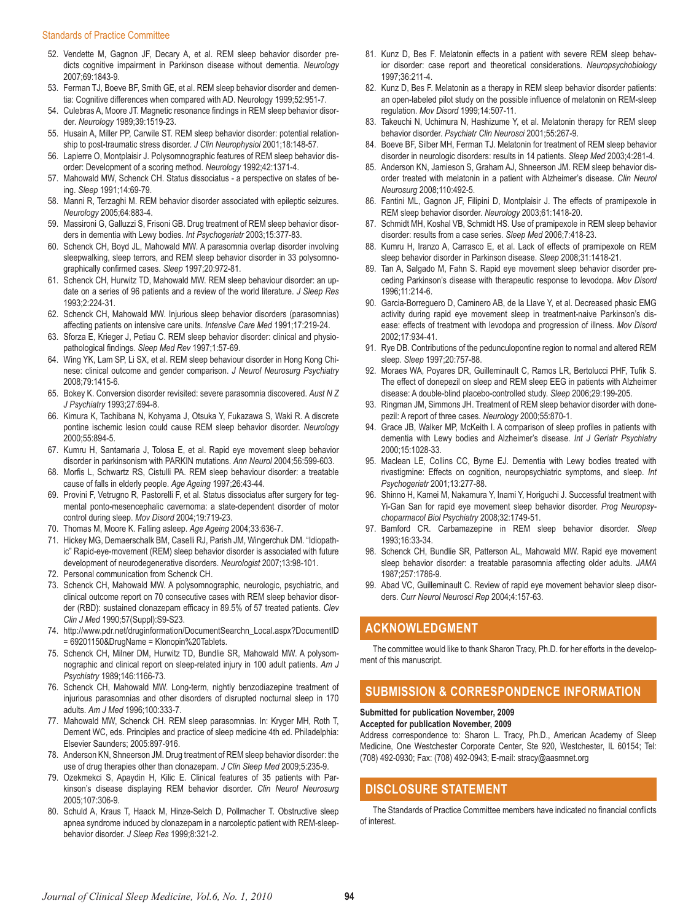52. Vendette M, Gagnon JF, Decary A, et al. REM sleep behavior disorder predicts cognitive impairment in Parkinson disease without dementia. *Neurology* 2007;69:1843-9.
53. Ferman TJ, Boeve BF, Smith GE, et al. REM sleep behavior disorder and dementia: Cognitive differences when compared with AD. Neurology 1999;52:951-7.
54. Culebras A, Moore JT. Magnetic resonance findings in REM sleep behavior disorder. *Neurology* 1989;39:1519-23.
55. Husain A, Miller PP, Carwile ST. REM sleep behavior disorder: potential relationship to post-traumatic stress disorder. *J Clin Neurophysiol* 2001;18:148-57.
56. Lapierre O, Montplaisir J. Polysomnographic features of REM sleep behavior disorder: Development of a scoring method. *Neurology* 1992;42:1371-4.
57. Mahowald MW, Schenck CH. Status dissociatus - a perspective on states of being. *Sleep* 1991;14:69-79.
58. Manni R, Terzaghi M. REM behavior disorder associated with epileptic seizures. *Neurology* 2005;64:883-4.
59. Massironi G, Galluzzi S, Frisoni GB. Drug treatment of REM sleep behavior disorders in dementia with Lewy bodies. *Int Psychogeriatr* 2003;15:377-83.
60. Schenck CH, Boyd JL, Mahowald MW. A parasomnia overlap disorder involving sleepwalking, sleep terrors, and REM sleep behavior disorder in 33 polysomnographically confirmed cases. *Sleep* 1997;20:972-81.
61. Schenck CH, Hurwitz TD, Mahowald MW. REM sleep behaviour disorder: an update on a series of 96 patients and a review of the world literature. *J Sleep Res* 1993;2:224-31.
62. Schenck CH, Mahowald MW. Injurious sleep behavior disorders (parasomnias) affecting patients on intensive care units. *Intensive Care Med* 1991;17:219-24.
63. Sforza E, Krieger J, Petiau C. REM sleep behavior disorder: clinical and physiopathological findings. *Sleep Med Rev* 1997;1:57-69.
64. Wing YK, Lam SP, Li SX, et al. REM sleep behaviour disorder in Hong Kong Chinese: clinical outcome and gender comparison. *J Neurol Neurosurg Psychiatry* 2008;79:1415-6.
65. Bokey K. Conversion disorder revisited: severe parasomnia discovered. *Aust N Z J Psychiatry* 1993;27:694-8.
66. Kimura K, Tachibana N, Kohyama J, Otsuka Y, Fukazawa S, Waki R. A discrete pontine ischemic lesion could cause REM sleep behavior disorder. *Neurology* 2000;55:894-5.
67. Kumru H, Santamaria J, Tolosa E, et al. Rapid eye movement sleep behavior disorder in parkinsonism with PARKIN mutations. *Ann Neurol* 2004;56:599-603.
68. Morfis L, Schwartz RS, Cistulli PA. REM sleep behaviour disorder: a treatable cause of falls in elderly people. *Age Ageing* 1997;26:43-44.
69. Provini F, Vetrugno R, Pastorelli F, et al. Status dissociatus after surgery for tegmental ponto-mesencephalic cavernoma: a state-dependent disorder of motor control during sleep. *Mov Disord* 2004;19:719-23.
70. Thomas M, Moore K. Falling asleep. *Age Ageing* 2004;33:636-7.
71. Hickey MG, Demaerschalk BM, Caselli RJ, Parish JM, Wingerchuk DM. "Idiopathic" Rapid-eye-movement (REM) sleep behavior disorder is associated with future development of neurodegenerative disorders. *Neurologist* 2007;13:98-101.
72. Personal communication from Schenck CH.
73. Schenck CH, Mahowald MW. A polysomnographic, neurologic, psychiatric, and clinical outcome report on 70 consecutive cases with REM sleep behavior disorder (RBD): sustained clonazepam efficacy in 89.5% of 57 treated patients. *Clev Clin J Med* 1990;57(Suppl):S9-S23.
74. http://www.pdr.net/druginformation/DocumentSearchn_Local.aspx?DocumentID = 69201150&DrugName = Klonopin%20Tablets.
75. Schenck CH, Milner DM, Hurwitz TD, Bundlie SR, Mahowald MW. A polysomnographic and clinical report on sleep-related injury in 100 adult patients. *Am J Psychiatry* 1989;146:1166-73.
76. Schenck CH, Mahowald MW. Long-term, nightly benzodiazepine treatment of injurious parasomnias and other disorders of disrupted nocturnal sleep in 170 adults. *Am J Med* 1996;100:333-7.
77. Mahowald MW, Schenck CH. REM sleep parasomnias. In: Kryger MH, Roth T, Dement WC, eds. Principles and practice of sleep medicine 4th ed. Philadelphia: Elsevier Saunders; 2005:897-916.
78. Anderson KN, Shneerson JM. Drug treatment of REM sleep behavior disorder: the use of drug therapies other than clonazepam. *J Clin Sleep Med* 2009;5:235-9.
79. Ozekmekci S, Apaydin H, Kilic E. Clinical features of 35 patients with Parkinson's disease displaying REM behavior disorder. *Clin Neurol Neurosurg* 2005;107:306-9.
80. Schuld A, Kraus T, Haack M, Hinze-Selch D, Pollmacher T. Obstructive sleep apnea syndrome induced by clonazepam in a narcoleptic patient with REM-sleep-behavior disorder. *J Sleep Res* 1999;8:321-2.
81. Kunz D, Bes F. Melatonin effects in a patient with severe REM sleep behavior disorder: case report and theoretical considerations. *Neuropsychobiology* 1997;36:211-4.
82. Kunz D, Bes F. Melatonin as a therapy in REM sleep behavior disorder patients: an open-labeled pilot study on the possible influence of melatonin on REM-sleep regulation. *Mov Disord* 1999;14:507-11.
83. Takeuchi N, Uchimura N, Hashizume Y, et al. Melatonin therapy for REM sleep behavior disorder. *Psychiatr Clin Neurosci* 2001;55:267-9.
84. Boeve BF, Silber MH, Ferman TJ. Melatonin for treatment of REM sleep behavior disorder in neurologic disorders: results in 14 patients. *Sleep Med* 2003;4:281-4.
85. Anderson KN, Jamieson S, Graham AJ, Shneerson JM. REM sleep behavior disorder treated with melatonin in a patient with Alzheimer's disease. *Clin Neurol Neurosurg* 2008;110:492-5.
86. Fantini ML, Gagnon JF, Filipini D, Montplaisir J. The effects of pramipexole in REM sleep behavior disorder. *Neurology* 2003;61:1418-20.
87. Schmidt MH, Koshal VB, Schmidt HS. Use of pramipexole in REM sleep behavior disorder: results from a case series. *Sleep Med* 2006;7:418-23.
88. Kumru H, Iranzo A, Carrasco E, et al. Lack of effects of pramipexole on REM sleep behavior disorder in Parkinson disease. *Sleep* 2008;31:1418-21.
89. Tan A, Salgado M, Fahn S. Rapid eye movement sleep behavior disorder preceding Parkinson's disease with therapeutic response to levodopa. *Mov Disord* 1996;11:214-6.
90. Garcia-Borreguero D, Caminero AB, de la Llave Y, et al. Decreased phasic EMG activity during rapid eye movement sleep in treatment-naive Parkinson's disease: effects of treatment with levodopa and progression of illness. *Mov Disord* 2002;17:934-41.
91. Rye DB. Contributions of the pedunculopontine region to normal and altered REM sleep. *Sleep* 1997;20:757-88.
92. Moraes WA, Poyares DR, Guilleminault C, Ramos LR, Bertolucci PHF, Tufik S. The effect of donepezil on sleep and REM sleep EEG in patients with Alzheimer disease: A double-blind placebo-controlled study. *Sleep* 2006;29:199-205.
93. Ringman JM, Simmons JH. Treatment of REM sleep behavior disorder with donepezil: A report of three cases. *Neurology* 2000;55:870-1.
94. Grace JB, Walker MP, McKeith I. A comparison of sleep profiles in patients with dementia with Lewy bodies and Alzheimer's disease. *Int J Geriatr Psychiatry* 2000;15:1028-33.
95. Maclean LE, Collins CC, Byrne EJ. Dementia with Lewy bodies treated with rivastigmine: Effects on cognition, neuropsychiatric symptoms, and sleep. *Int Psychogeriatr* 2001;13:277-88.
96. Shinno H, Kamei M, Nakamura Y, Inami Y, Horiguchi J. Successful treatment with Yi-Gan San for rapid eye movement sleep behavior disorder. *Prog Neuropsychopharmacol Biol Psychiatry* 2008;32:1749-51.
97. Bamford CR. Carbamazepine in REM sleep behavior disorder. *Sleep* 1993;16:33-34.
98. Schenck CH, Bundlie SR, Patterson AL, Mahowald MW. Rapid eye movement sleep behavior disorder: a treatable parasomnia affecting older adults. *JAMA* 1987;257:1786-9.
99. Abad VC, Guilleminault C. Review of rapid eye movement behavior sleep disorders. *Curr Neurol Neurosci Rep* 2004;4:157-63.

## ACKNOWLEDGMENT

The committee would like to thank Sharon Tracy, Ph.D. for her efforts in the development of this manuscript.

## SUBMISSION & CORRESPONDENCE INFORMATION

**Submitted for publication November, 2009**
**Accepted for publication November, 2009**
Address correspondence to: Sharon L. Tracy, Ph.D., American Academy of Sleep Medicine, One Westchester Corporate Center, Ste 920, Westchester, IL 60154; Tel: (708) 492-0930; Fax: (708) 492-0943; E-mail: stracy@aasmnet.org

## DISCLOSURE STATEMENT

The Standards of Practice Committee members have indicated no financial conflicts of interest.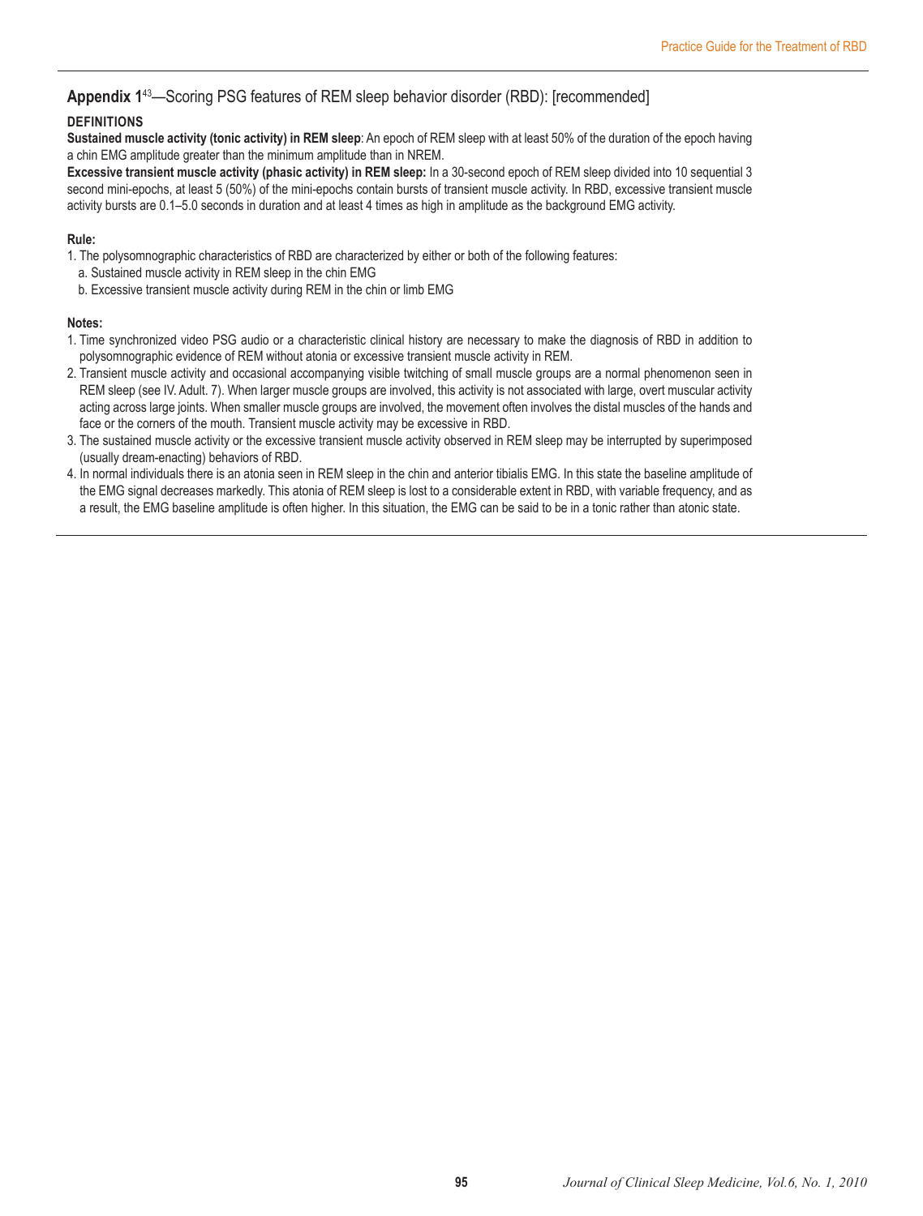## Appendix 1[43]—Scoring PSG features of REM sleep behavior disorder (RBD): [recommended]

**DEFINITIONS**

**Sustained muscle activity (tonic activity) in REM sleep**: An epoch of REM sleep with at least 50% of the duration of the epoch having a chin EMG amplitude greater than the minimum amplitude than in NREM.

**Excessive transient muscle activity (phasic activity) in REM sleep:** In a 30-second epoch of REM sleep divided into 10 sequential 3 second mini-epochs, at least 5 (50%) of the mini-epochs contain bursts of transient muscle activity. In RBD, excessive transient muscle activity bursts are 0.1–5.0 seconds in duration and at least 4 times as high in amplitude as the background EMG activity.

**Rule:**

1. The polysomnographic characteristics of RBD are characterized by either or both of the following features:
   a. Sustained muscle activity in REM sleep in the chin EMG
   b. Excessive transient muscle activity during REM in the chin or limb EMG

**Notes:**

1. Time synchronized video PSG audio or a characteristic clinical history are necessary to make the diagnosis of RBD in addition to polysomnographic evidence of REM without atonia or excessive transient muscle activity in REM.
2. Transient muscle activity and occasional accompanying visible twitching of small muscle groups are a normal phenomenon seen in REM sleep (see IV. Adult. 7). When larger muscle groups are involved, this activity is not associated with large, overt muscular activity acting across large joints. When smaller muscle groups are involved, the movement often involves the distal muscles of the hands and face or the corners of the mouth. Transient muscle activity may be excessive in RBD.
3. The sustained muscle activity or the excessive transient muscle activity observed in REM sleep may be interrupted by superimposed (usually dream-enacting) behaviors of RBD.
4. In normal individuals there is an atonia seen in REM sleep in the chin and anterior tibialis EMG. In this state the baseline amplitude of the EMG signal decreases markedly. This atonia of REM sleep is lost to a considerable extent in RBD, with variable frequency, and as a result, the EMG baseline amplitude is often higher. In this situation, the EMG can be said to be in a tonic rather than atonic state.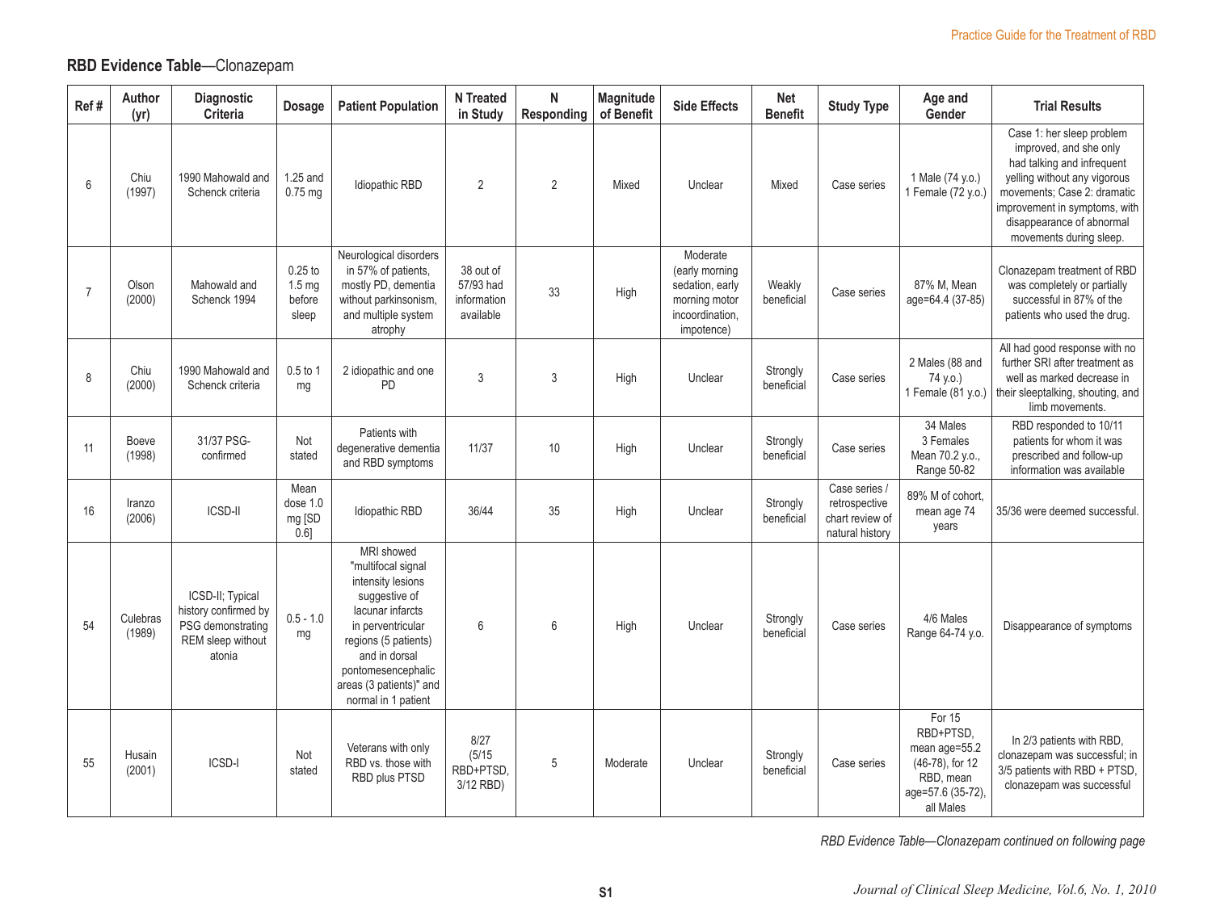## RBD Evidence Table—Clonazepam

| Ref # | Author (yr) | Diagnostic Criteria | Dosage | Patient Population | N Treated in Study | N Responding | Magnitude of Benefit | Side Effects | Net Benefit | Study Type | Age and Gender | Trial Results |
|---|---|---|---|---|---|---|---|---|---|---|---|---|
| 6 | Chiu (1997) | 1990 Mahowald and Schenck criteria | 1.25 and 0.75 mg | Idiopathic RBD | 2 | 2 | Mixed | Unclear | Mixed | Case series | 1 Male (74 y.o.) 1 Female (72 y.o.) | Case 1: her sleep problem improved, and she only had talking and infrequent yelling without any vigorous movements; Case 2: dramatic improvement in symptoms, with disappearance of abnormal movements during sleep. |
| 7 | Olson (2000) | Mahowald and Schenck 1994 | 0.25 to 1.5 mg before sleep | Neurological disorders in 57% of patients, mostly PD, dementia without parkinsonism, and multiple system atrophy | 38 out of 57/93 had information available | 33 | High | Moderate (early morning sedation, early morning motor incoordination, impotence) | Weakly beneficial | Case series | 87% M, Mean age=64.4 (37-85) | Clonazepam treatment of RBD was completely or partially successful in 87% of the patients who used the drug. |
| 8 | Chiu (2000) | 1990 Mahowald and Schenck criteria | 0.5 to 1 mg | 2 idiopathic and one PD | 3 | 3 | High | Unclear | Strongly beneficial | Case series | 2 Males (88 and 74 y.o.) 1 Female (81 y.o.) | All had good response with no further SRI after treatment as well as marked decrease in their sleeptalking, shouting, and limb movements. |
| 11 | Boeve (1998) | 31/37 PSG-confirmed | Not stated | Patients with degenerative dementia and RBD symptoms | 11/37 | 10 | High | Unclear | Strongly beneficial | Case series | 34 Males 3 Females Mean 70.2 y.o., Range 50-82 | RBD responded to 10/11 patients for whom it was prescribed and follow-up information was available |
| 16 | Iranzo (2006) | ICSD-II | Mean dose 1.0 mg [SD 0.6] | Idiopathic RBD | 36/44 | 35 | High | Unclear | Strongly beneficial | Case series / retrospective chart review of natural history | 89% M of cohort, mean age 74 years | 35/36 were deemed successful. |
| 54 | Culebras (1989) | ICSD-II; Typical history confirmed by PSG demonstrating REM sleep without atonia | 0.5 - 1.0 mg | MRI showed "multifocal signal intensity lesions suggestive of lacunar infarcts in perventricular regions (5 patients) and in dorsal pontomesencephalic areas (3 patients)" and normal in 1 patient | 6 | 6 | High | Unclear | Strongly beneficial | Case series | 4/6 Males Range 64-74 y.o. | Disappearance of symptoms |
| 55 | Husain (2001) | ICSD-I | Not stated | Veterans with only RBD vs. those with RBD plus PTSD | 8/27 (5/15 RBD+PTSD, 3/12 RBD) | 5 | Moderate | Unclear | Strongly beneficial | Case series | For 15 RBD+PTSD, mean age=55.2 (46-78), for 12 RBD, mean age=57.6 (35-72), all Males | In 2/3 patients with RBD, clonazepam was successful; in 3/5 patients with RBD + PTSD, clonazepam was successful |

*RBD Evidence Table—Clonazepam continued on following page*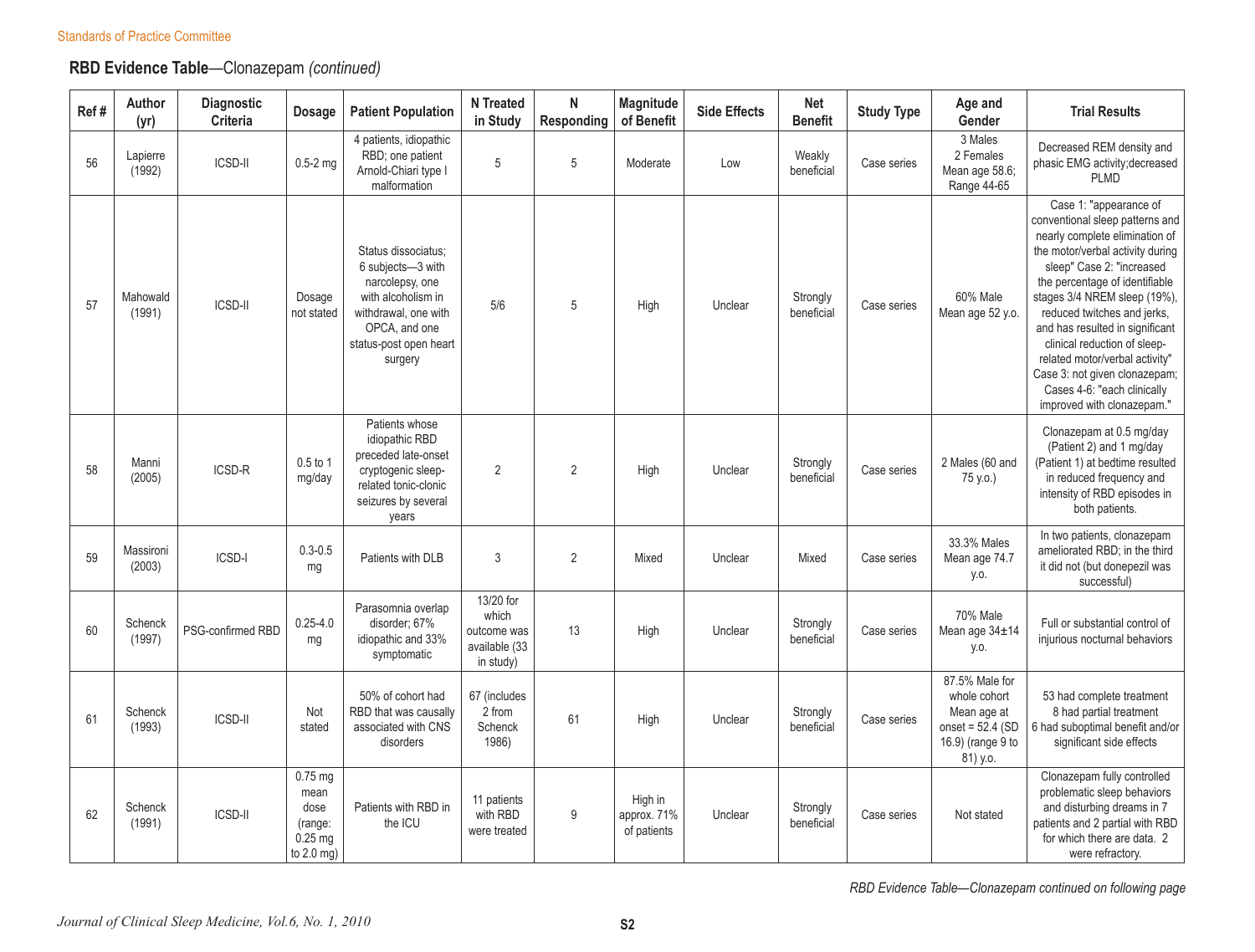## RBD Evidence Table—Clonazepam *(continued)*

| Ref # | Author (yr) | Diagnostic Criteria | Dosage | Patient Population | N Treated in Study | N Responding | Magnitude of Benefit | Side Effects | Net Benefit | Study Type | Age and Gender | Trial Results |
|---|---|---|---|---|---|---|---|---|---|---|---|---|
| 56 | Lapierre (1992) | ICSD-II | 0.5-2 mg | 4 patients, idiopathic RBD; one patient Arnold-Chiari type I malformation | 5 | 5 | Moderate | Low | Weakly beneficial | Case series | 3 Males 2 Females Mean age 58.6; Range 44-65 | Decreased REM density and phasic EMG activity;decreased PLMD |
| 57 | Mahowald (1991) | ICSD-II | Dosage not stated | Status dissociatus; 6 subjects—3 with narcolepsy, one with alcoholism in withdrawal, one with OPCA, and one status-post open heart surgery | 5/6 | 5 | High | Unclear | Strongly beneficial | Case series | 60% Male Mean age 52 y.o. | Case 1: "appearance of conventional sleep patterns and nearly complete elimination of the motor/verbal activity during sleep" Case 2: "increased the percentage of identifiable stages 3/4 NREM sleep (19%), reduced twitches and jerks, and has resulted in significant clinical reduction of sleep-related motor/verbal activity" Case 3: not given clonazepam; Cases 4-6: "each clinically improved with clonazepam." |
| 58 | Manni (2005) | ICSD-R | 0.5 to 1 mg/day | Patients whose idiopathic RBD preceded late-onset cryptogenic sleep-related tonic-clonic seizures by several years | 2 | 2 | High | Unclear | Strongly beneficial | Case series | 2 Males (60 and 75 y.o.) | Clonazepam at 0.5 mg/day (Patient 2) and 1 mg/day (Patient 1) at bedtime resulted in reduced frequency and intensity of RBD episodes in both patients. |
| 59 | Massironi (2003) | ICSD-I | 0.3-0.5 mg | Patients with DLB | 3 | 2 | Mixed | Unclear | Mixed | Case series | 33.3% Males Mean age 74.7 y.o. | In two patients, clonazepam ameliorated RBD; in the third it did not (but donepezil was successful) |
| 60 | Schenck (1997) | PSG-confirmed RBD | 0.25-4.0 mg | Parasomnia overlap disorder; 67% idiopathic and 33% symptomatic | 13/20 for which outcome was available (33 in study) | 13 | High | Unclear | Strongly beneficial | Case series | 70% Male Mean age 34±14 y.o. | Full or substantial control of injurious nocturnal behaviors |
| 61 | Schenck (1993) | ICSD-II | Not stated | 50% of cohort had RBD that was causally associated with CNS disorders | 67 (includes 2 from Schenck 1986) | 61 | High | Unclear | Strongly beneficial | Case series | 87.5% Male for whole cohort Mean age at onset = 52.4 (SD 16.9) (range 9 to 81) y.o. | 53 had complete treatment 8 had partial treatment 6 had suboptimal benefit and/or significant side effects |
| 62 | Schenck (1991) | ICSD-II | 0.75 mg mean dose (range: 0.25 mg to 2.0 mg) | Patients with RBD in the ICU | 11 patients with RBD were treated | 9 | High in approx. 71% of patients | Unclear | Strongly beneficial | Case series | Not stated | Clonazepam fully controlled problematic sleep behaviors and disturbing dreams in 7 patients and 2 partial with RBD for which there are data. 2 were refractory. |

*RBD Evidence Table—Clonazepam continued on following page*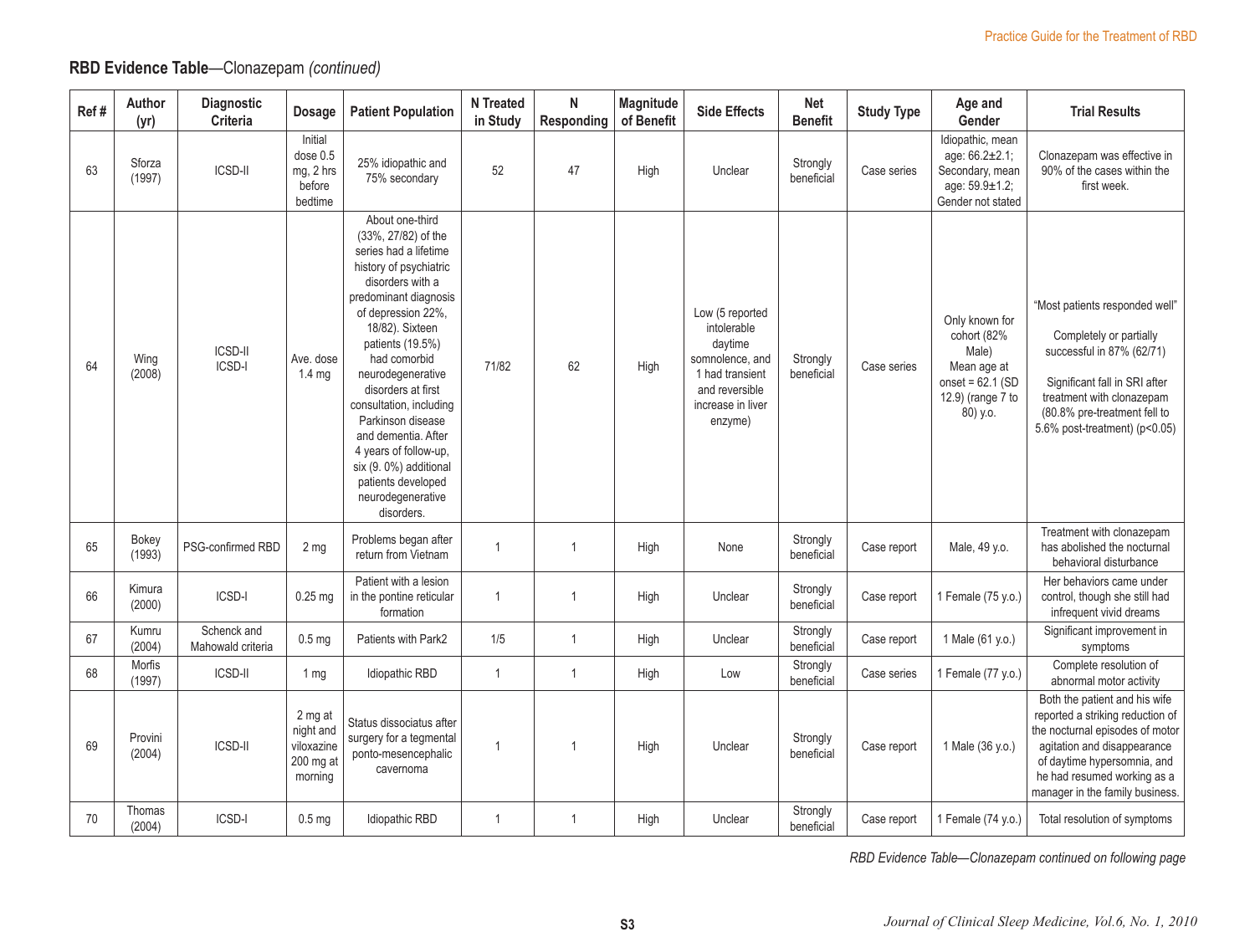## RBD Evidence Table—Clonazepam *(continued)*

| Ref # | Author (yr) | Diagnostic Criteria | Dosage | Patient Population | N Treated in Study | N Responding | Magnitude of Benefit | Side Effects | Net Benefit | Study Type | Age and Gender | Trial Results |
|---|---|---|---|---|---|---|---|---|---|---|---|---|
| 63 | Sforza (1997) | ICSD-II | Initial dose 0.5 mg, 2 hrs before bedtime | 25% idiopathic and 75% secondary | 52 | 47 | High | Unclear | Strongly beneficial | Case series | Idiopathic, mean age: 66.2±2.1; Secondary, mean age: 59.9±1.2; Gender not stated | Clonazepam was effective in 90% of the cases within the first week. |
| 64 | Wing (2008) | ICSD-II ICSD-I | Ave. dose 1.4 mg | About one-third (33%, 27/82) of the series had a lifetime history of psychiatric disorders with a predominant diagnosis of depression 22%, 18/82). Sixteen patients (19.5%) had comorbid neurodegenerative disorders at first consultation, including Parkinson disease and dementia. After 4 years of follow-up, six (9. 0%) additional patients developed neurodegenerative disorders. | 71/82 | 62 | High | Low (5 reported intolerable daytime somnolence, and 1 had transient and reversible increase in liver enzyme) | Strongly beneficial | Case series | Only known for cohort (82% Male) Mean age at onset = 62.1 (SD 12.9) (range 7 to 80) y.o. | "Most patients responded well" Completely or partially successful in 87% (62/71) Significant fall in SRI after treatment with clonazepam (80.8% pre-treatment fell to 5.6% post-treatment) ($p<0.05$) |
| 65 | Bokey (1993) | PSG-confirmed RBD | 2 mg | Problems began after return from Vietnam | 1 | 1 | High | None | Strongly beneficial | Case report | Male, 49 y.o. | Treatment with clonazepam has abolished the nocturnal behavioral disturbance |
| 66 | Kimura (2000) | ICSD-I | 0.25 mg | Patient with a lesion in the pontine reticular formation | 1 | 1 | High | Unclear | Strongly beneficial | Case report | 1 Female (75 y.o.) | Her behaviors came under control, though she still had infrequent vivid dreams |
| 67 | Kumru (2004) | Schenck and Mahowald criteria | 0.5 mg | Patients with Park2 | 1/5 | 1 | High | Unclear | Strongly beneficial | Case report | 1 Male (61 y.o.) | Significant improvement in symptoms |
| 68 | Morfis (1997) | ICSD-II | 1 mg | Idiopathic RBD | 1 | 1 | High | Low | Strongly beneficial | Case series | 1 Female (77 y.o.) | Complete resolution of abnormal motor activity |
| 69 | Provini (2004) | ICSD-II | 2 mg at night and viloxazine 200 mg at morning | Status dissociatus after surgery for a tegmental ponto-mesencephalic cavernoma | 1 | 1 | High | Unclear | Strongly beneficial | Case report | 1 Male (36 y.o.) | Both the patient and his wife reported a striking reduction of the nocturnal episodes of motor agitation and disappearance of daytime hypersomnia, and he had resumed working as a manager in the family business. |
| 70 | Thomas (2004) | ICSD-I | 0.5 mg | Idiopathic RBD | 1 | 1 | High | Unclear | Strongly beneficial | Case report | 1 Female (74 y.o.) | Total resolution of symptoms |

*RBD Evidence Table—Clonazepam continued on following page*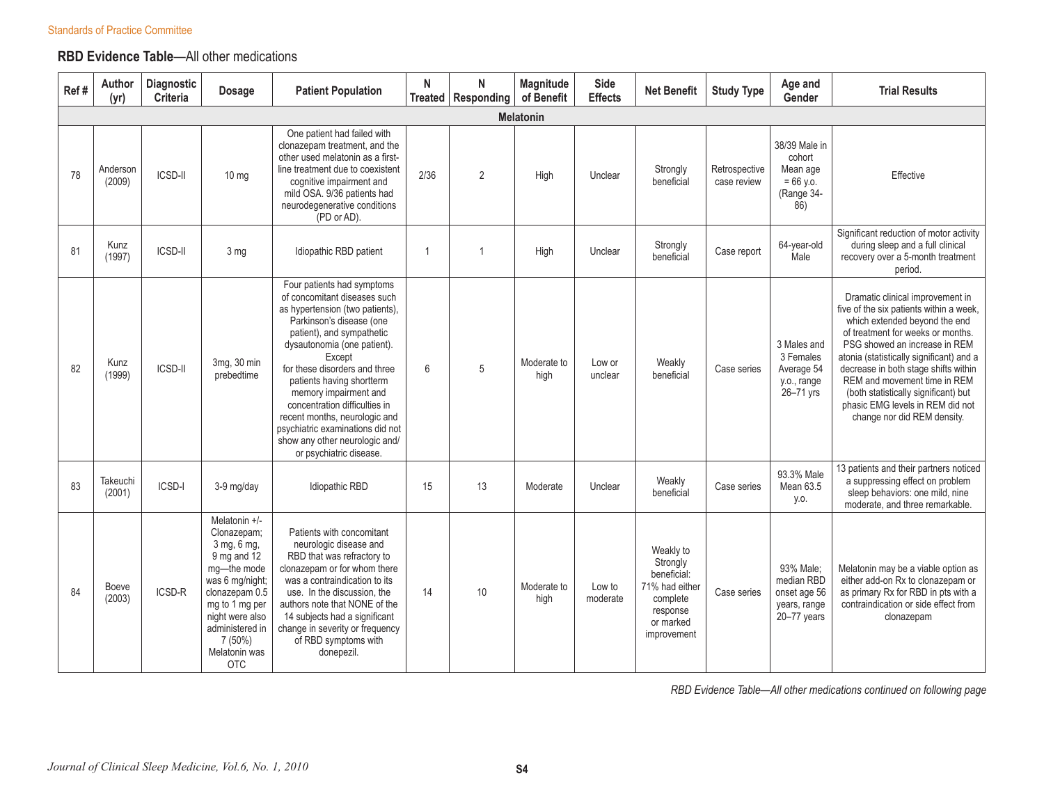## RBD Evidence Table—All other medications

| Ref # | Author (yr) | Diagnostic Criteria | Dosage | Patient Population | N Treated | N Responding | Magnitude of Benefit | Side Effects | Net Benefit | Study Type | Age and Gender | Trial Results |
|---|---|---|---|---|---|---|---|---|---|---|---|---|
| **Melatonin** | | | | | | | | | | | | |
| 78 | Anderson (2009) | ICSD-II | 10 mg | One patient had failed with clonazepam treatment, and the other used melatonin as a first-line treatment due to coexistent cognitive impairment and mild OSA. 9/36 patients had neurodegenerative conditions (PD or AD). | 2/36 | 2 | High | Unclear | Strongly beneficial | Retrospective case review | 38/39 Male in cohort Mean age = 66 y.o. (Range 34-86) | Effective |
| 81 | Kunz (1997) | ICSD-II | 3 mg | Idiopathic RBD patient | 1 | 1 | High | Unclear | Strongly beneficial | Case report | 64-year-old Male | Significant reduction of motor activity during sleep and a full clinical recovery over a 5-month treatment period. |
| 82 | Kunz (1999) | ICSD-II | 3mg, 30 min prebedtime | Four patients had symptoms of concomitant diseases such as hypertension (two patients), Parkinson's disease (one patient), and sympathetic dysautonomia (one patient). Except for these disorders and three patients having shortterm memory impairment and concentration difficulties in recent months, neurologic and psychiatric examinations did not show any other neurologic and/or psychiatric disease. | 6 | 5 | Moderate to high | Low or unclear | Weakly beneficial | Case series | 3 Males and 3 Females Average 54 y.o., range 26–71 yrs | Dramatic clinical improvement in five of the six patients within a week, which extended beyond the end of treatment for weeks or months. PSG showed an increase in REM atonia (statistically significant) and a decrease in both stage shifts within REM and movement time in REM (both statistically significant) but phasic EMG levels in REM did not change nor did REM density. |
| 83 | Takeuchi (2001) | ICSD-I | 3-9 mg/day | Idiopathic RBD | 15 | 13 | Moderate | Unclear | Weakly beneficial | Case series | 93.3% Male Mean 63.5 y.o. | 13 patients and their partners noticed a suppressing effect on problem sleep behaviors: one mild, nine moderate, and three remarkable. |
| 84 | Boeve (2003) | ICSD-R | Melatonin +/- Clonazepam; 3 mg, 6 mg, 9 mg and 12 mg—the mode was 6 mg/night; clonazepam 0.5 mg to 1 mg per night were also administered in 7 (50%) Melatonin was OTC | Patients with concomitant neurologic disease and RBD that was refractory to clonazepam or for whom there was a contraindication to its use. In the discussion, the authors note that NONE of the 14 subjects had a significant change in severity or frequency of RBD symptoms with donepezil. | 14 | 10 | Moderate to high | Low to moderate | Weakly to Strongly beneficial: 71% had either complete response or marked improvement | Case series | 93% Male; median RBD onset age 56 years, range 20–77 years | Melatonin may be a viable option as either add-on Rx to clonazepam or as primary Rx for RBD in pts with a contraindication or side effect from clonazepam |

*RBD Evidence Table—All other medications continued on following page*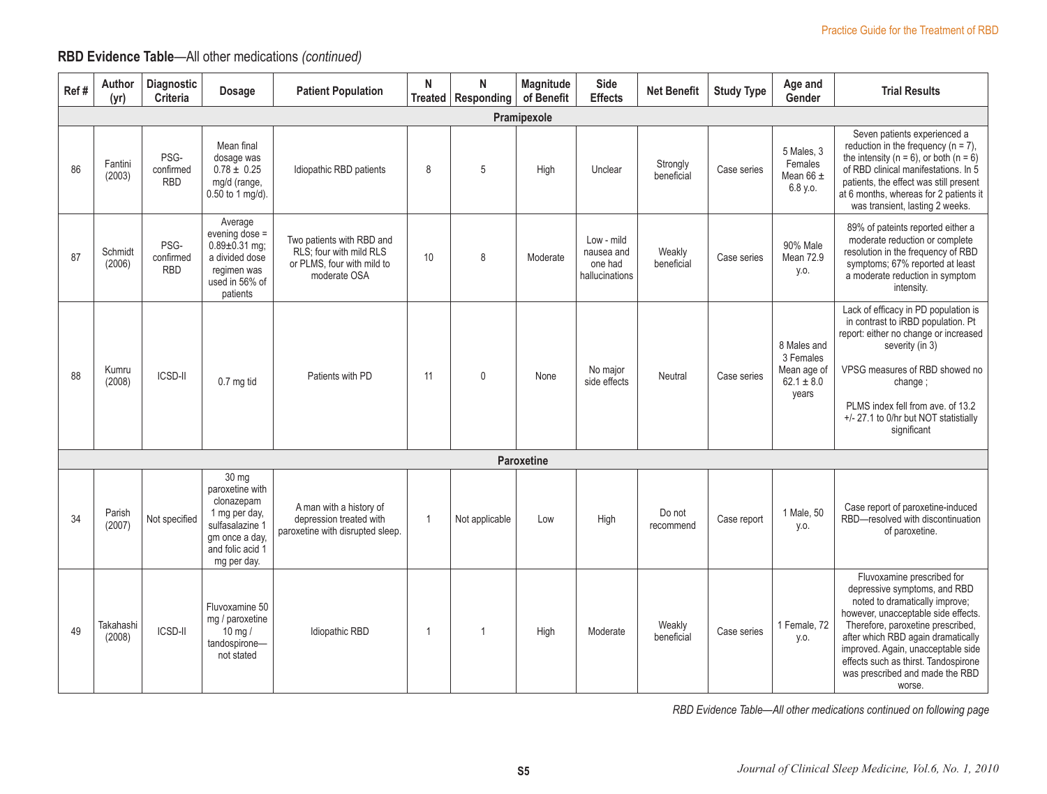## RBD Evidence Table—All other medications *(continued)*

| Ref # | Author (yr) | Diagnostic Criteria | Dosage | Patient Population | N Treated | N Responding | Magnitude of Benefit | Side Effects | Net Benefit | Study Type | Age and Gender | Trial Results |
|---|---|---|---|---|---|---|---|---|---|---|---|---|
| **Pramipexole** | | | | | | | | | | | | |
| 86 | Fantini (2003) | PSG-confirmed RBD | Mean final dosage was 0.78 ± 0.25 mg/d (range, 0.50 to 1 mg/d). | Idiopathic RBD patients | 8 | 5 | High | Unclear | Strongly beneficial | Case series | 5 Males, 3 Females Mean 66 ± 6.8 y.o. | Seven patients experienced a reduction in the frequency (n = 7), the intensity (n = 6), or both (n = 6) of RBD clinical manifestations. In 5 patients, the effect was still present at 6 months, whereas for 2 patients it was transient, lasting 2 weeks. |
| 87 | Schmidt (2006) | PSG-confirmed RBD | Average evening dose = 0.89±0.31 mg; a divided dose regimen was used in 56% of patients | Two patients with RBD and RLS; four with mild RLS or PLMS, four with mild to moderate OSA | 10 | 8 | Moderate | Low - mild nausea and one had hallucinations | Weakly beneficial | Case series | 90% Male Mean 72.9 y.o. | 89% of pateints reported either a moderate reduction or complete resolution in the frequency of RBD symptoms; 67% reported at least a moderate reduction in symptom intensity. |
| 88 | Kumru (2008) | ICSD-II | 0.7 mg tid | Patients with PD | 11 | 0 | None | No major side effects | Neutral | Case series | 8 Males and 3 Females Mean age of 62.1 ± 8.0 years | Lack of efficacy in PD population is in contrast to iRBD population. Pt report: either no change or increased severity (in 3)<br><br>VPSG measures of RBD showed no change ;<br><br>PLMS index fell from ave. of 13.2 +/- 27.1 to 0/hr but NOT statistially significant |
| **Paroxetine** | | | | | | | | | | | | |
| 34 | Parish (2007) | Not specified | 30 mg paroxetine with clonazepam 1 mg per day, sulfasalazine 1 gm once a day, and folic acid 1 mg per day. | A man with a history of depression treated with paroxetine with disrupted sleep. | 1 | Not applicable | Low | High | Do not recommend | Case report | 1 Male, 50 y.o. | Case report of paroxetine-induced RBD—resolved with discontinuation of paroxetine. |
| 49 | Takahashi (2008) | ICSD-II | Fluvoxamine 50 mg / paroxetine 10 mg / tandospirone—not stated | Idiopathic RBD | 1 | 1 | High | Moderate | Weakly beneficial | Case series | 1 Female, 72 y.o. | Fluvoxamine prescribed for depressive symptoms, and RBD noted to dramatically improve; however, unacceptable side effects. Therefore, paroxetine prescribed, after which RBD again dramatically improved. Again, unacceptable side effects such as thirst. Tandospirone was prescribed and made the RBD worse. |

*RBD Evidence Table—All other medications continued on following page*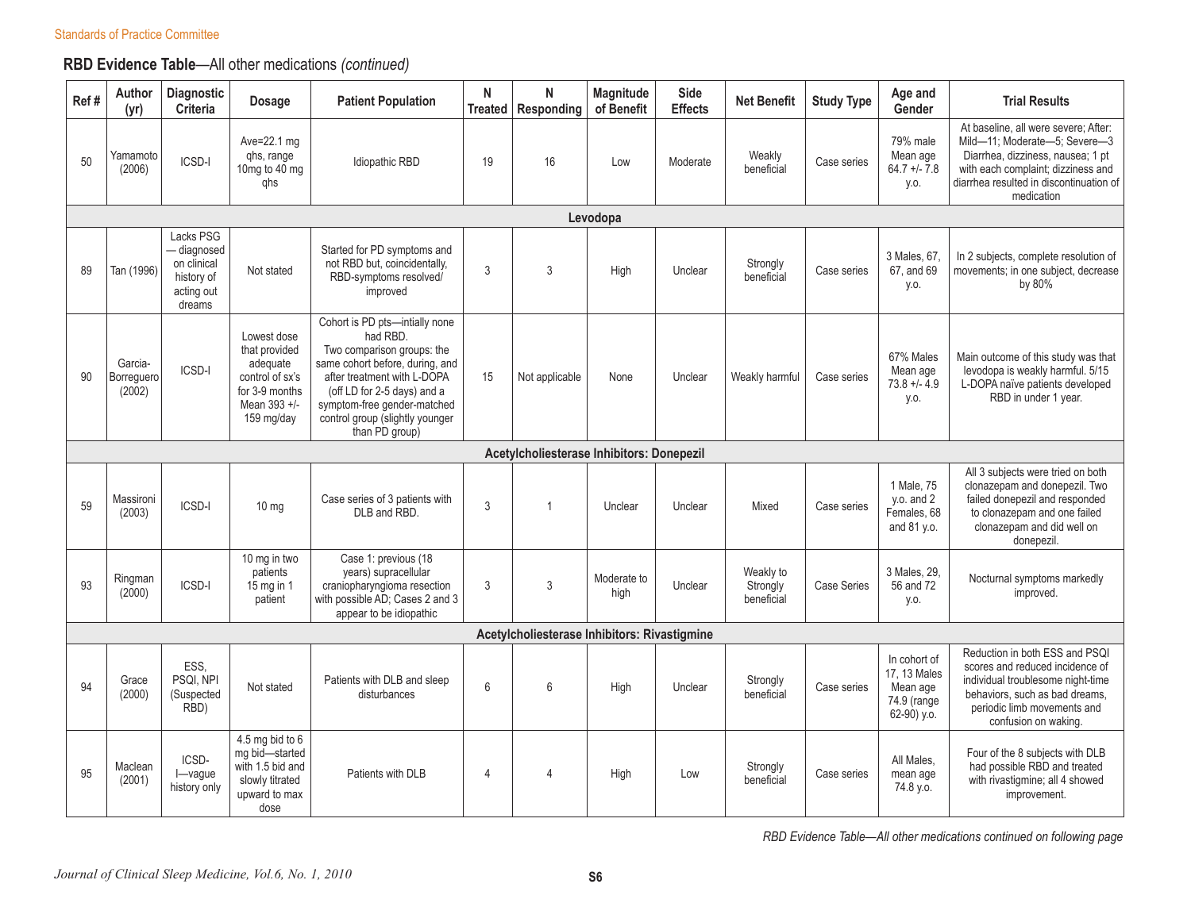Standards of Practice Committee

## **RBD Evidence Table**—All other medications *(continued)*

| Ref # | Author (yr) | Diagnostic Criteria | Dosage | Patient Population | N Treated | N Responding | Magnitude of Benefit | Side Effects | Net Benefit | Study Type | Age and Gender | Trial Results |
|---|---|---|---|---|---|---|---|---|---|---|---|---|
| 50 | Yamamoto (2006) | ICSD-I | Ave=22.1 mg qhs, range 10mg to 40 mg qhs | Idiopathic RBD | 19 | 16 | Low | Moderate | Weakly beneficial | Case series | 79% male Mean age 64.7 +/- 7.8 y.o. | At baseline, all were severe; After: Mild—11; Moderate—5; Severe—3 Diarrhea, dizziness, nausea; 1 pt with each complaint; dizziness and diarrhea resulted in discontinuation of medication |
| **Levodopa** | | | | | | | | | | | | |
| 89 | Tan (1996) | Lacks PSG — diagnosed on clinical history of acting out dreams | Not stated | Started for PD symptoms and not RBD but, coincidentally, RBD-symptoms resolved/ improved | 3 | 3 | High | Unclear | Strongly beneficial | Case series | 3 Males, 67, 67, and 69 y.o. | In 2 subjects, complete resolution of movements; in one subject, decrease by 80% |
| 90 | Garcia-Borreguero (2002) | ICSD-I | Lowest dose that provided adequate control of sx's for 3-9 months Mean 393 +/- 159 mg/day | Cohort is PD pts—intially none had RBD. Two comparison groups: the same cohort before, during, and after treatment with L-DOPA (off LD for 2-5 days) and a symptom-free gender-matched control group (slightly younger than PD group) | 15 | Not applicable | None | Unclear | Weakly harmful | Case series | 67% Males Mean age 73.8 +/- 4.9 y.o. | Main outcome of this study was that levodopa is weakly harmful. 5/15 L-DOPA naïve patients developed RBD in under 1 year. |
| **Acetylcholiesterase Inhibitors: Donepezil** | | | | | | | | | | | | |
| 59 | Massironi (2003) | ICSD-I | 10 mg | Case series of 3 patients with DLB and RBD. | 3 | 1 | Unclear | Unclear | Mixed | Case series | 1 Male, 75 y.o. and 2 Females, 68 and 81 y.o. | All 3 subjects were tried on both clonazepam and donepezil. Two failed donepezil and responded to clonazepam and one failed clonazepam and did well on donepezil. |
| 93 | Ringman (2000) | ICSD-I | 10 mg in two patients 15 mg in 1 patient | Case 1: previous (18 years) supracellular craniopharyngioma resection with possible AD; Cases 2 and 3 appear to be idiopathic | 3 | 3 | Moderate to high | Unclear | Weakly to Strongly beneficial | Case Series | 3 Males, 29, 56 and 72 y.o. | Nocturnal symptoms markedly improved. |
| **Acetylcholiesterase Inhibitors: Rivastigmine** | | | | | | | | | | | | |
| 94 | Grace (2000) | ESS, PSQI, NPI (Suspected RBD) | Not stated | Patients with DLB and sleep disturbances | 6 | 6 | High | Unclear | Strongly beneficial | Case series | In cohort of 17, 13 Males Mean age 74.9 (range 62-90) y.o. | Reduction in both ESS and PSQI scores and reduced incidence of individual troublesome night-time behaviors, such as bad dreams, periodic limb movements and confusion on waking. |
| 95 | Maclean (2001) | ICSD-I—vague history only | 4.5 mg bid to 6 mg bid—started with 1.5 bid and slowly titrated upward to max dose | Patients with DLB | 4 | 4 | High | Low | Strongly beneficial | Case series | All Males, mean age 74.8 y.o. | Four of the 8 subjects with DLB had possible RBD and treated with rivastigmine; all 4 showed improvement. |

*RBD Evidence Table—All other medications continued on following page*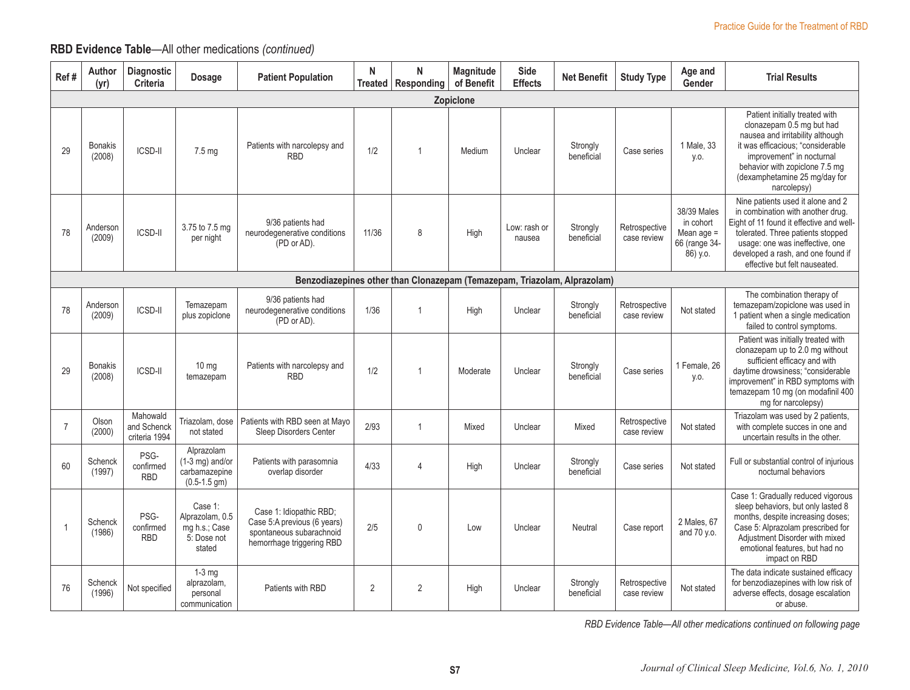**RBD Evidence Table**—All other medications *(continued)*

| Ref # | Author (yr) | Diagnostic Criteria | Dosage | Patient Population | N Treated | N Responding | Magnitude of Benefit | Side Effects | Net Benefit | Study Type | Age and Gender | Trial Results |
|---|---|---|---|---|---|---|---|---|---|---|---|---|
| **Zopiclone** | | | | | | | | | | | | |
| 29 | Bonakis (2008) | ICSD-II | 7.5 mg | Patients with narcolepsy and RBD | 1/2 | 1 | Medium | Unclear | Strongly beneficial | Case series | 1 Male, 33 y.o. | Patient initially treated with clonazepam 0.5 mg but had nausea and irritability although it was efficacious; "considerable improvement" in nocturnal behavior with zopiclone 7.5 mg (dexamphetamine 25 mg/day for narcolepsy) |
| 78 | Anderson (2009) | ICSD-II | 3.75 to 7.5 mg per night | 9/36 patients had neurodegenerative conditions (PD or AD). | 11/36 | 8 | High | Low: rash or nausea | Strongly beneficial | Retrospective case review | 38/39 Males in cohort Mean age = 66 (range 34-86) y.o. | Nine patients used it alone and 2 in combination with another drug. Eight of 11 found it effective and well-tolerated. Three patients stopped usage: one was ineffective, one developed a rash, and one found if effective but felt nauseated. |
| **Benzodiazepines other than Clonazepam (Temazepam, Triazolam, Alprazolam)** | | | | | | | | | | | | |
| 78 | Anderson (2009) | ICSD-II | Temazepam plus zopiclone | 9/36 patients had neurodegenerative conditions (PD or AD). | 1/36 | 1 | High | Unclear | Strongly beneficial | Retrospective case review | Not stated | The combination therapy of temazepam/zopiclone was used in 1 patient when a single medication failed to control symptoms. |
| 29 | Bonakis (2008) | ICSD-II | 10 mg temazepam | Patients with narcolepsy and RBD | 1/2 | 1 | Moderate | Unclear | Strongly beneficial | Case series | 1 Female, 26 y.o. | Patient was initially treated with clonazepam up to 2.0 mg without sufficient efficacy and with daytime drowsiness; "considerable improvement" in RBD symptoms with temazepam 10 mg (on modafinil 400 mg for narcolepsy) |
| 7 | Olson (2000) | Mahowald and Schenck criteria 1994 | Triazolam, dose not stated | Patients with RBD seen at Mayo Sleep Disorders Center | 2/93 | 1 | Mixed | Unclear | Mixed | Retrospective case review | Not stated | Triazolam was used by 2 patients, with complete succes in one and uncertain results in the other. |
| 60 | Schenck (1997) | PSG-confirmed RBD | Alprazolam (1-3 mg) and/or carbamazepine (0.5-1.5 gm) | Patients with parasomnia overlap disorder | 4/33 | 4 | High | Unclear | Strongly beneficial | Case series | Not stated | Full or substantial control of injurious nocturnal behaviors |
| 1 | Schenck (1986) | PSG-confirmed RBD | Case 1: Alprazolam, 0.5 mg h.s.; Case 5: Dose not stated | Case 1: Idiopathic RBD; Case 5:A previous (6 years) spontaneous subarachnoid hemorrhage triggering RBD | 2/5 | 0 | Low | Unclear | Neutral | Case report | 2 Males, 67 and 70 y.o. | Case 1: Gradually reduced vigorous sleep behaviors, but only lasted 8 months, despite increasing doses; Case 5: Alprazolam prescribed for Adjustment Disorder with mixed emotional features, but had no impact on RBD |
| 76 | Schenck (1996) | Not specified | 1-3 mg alprazolam, personal communication | Patients with RBD | 2 | 2 | High | Unclear | Strongly beneficial | Retrospective case review | Not stated | The data indicate sustained efficacy for benzodiazepines with low risk of adverse effects, dosage escalation or abuse. |

*RBD Evidence Table—All other medications continued on following page*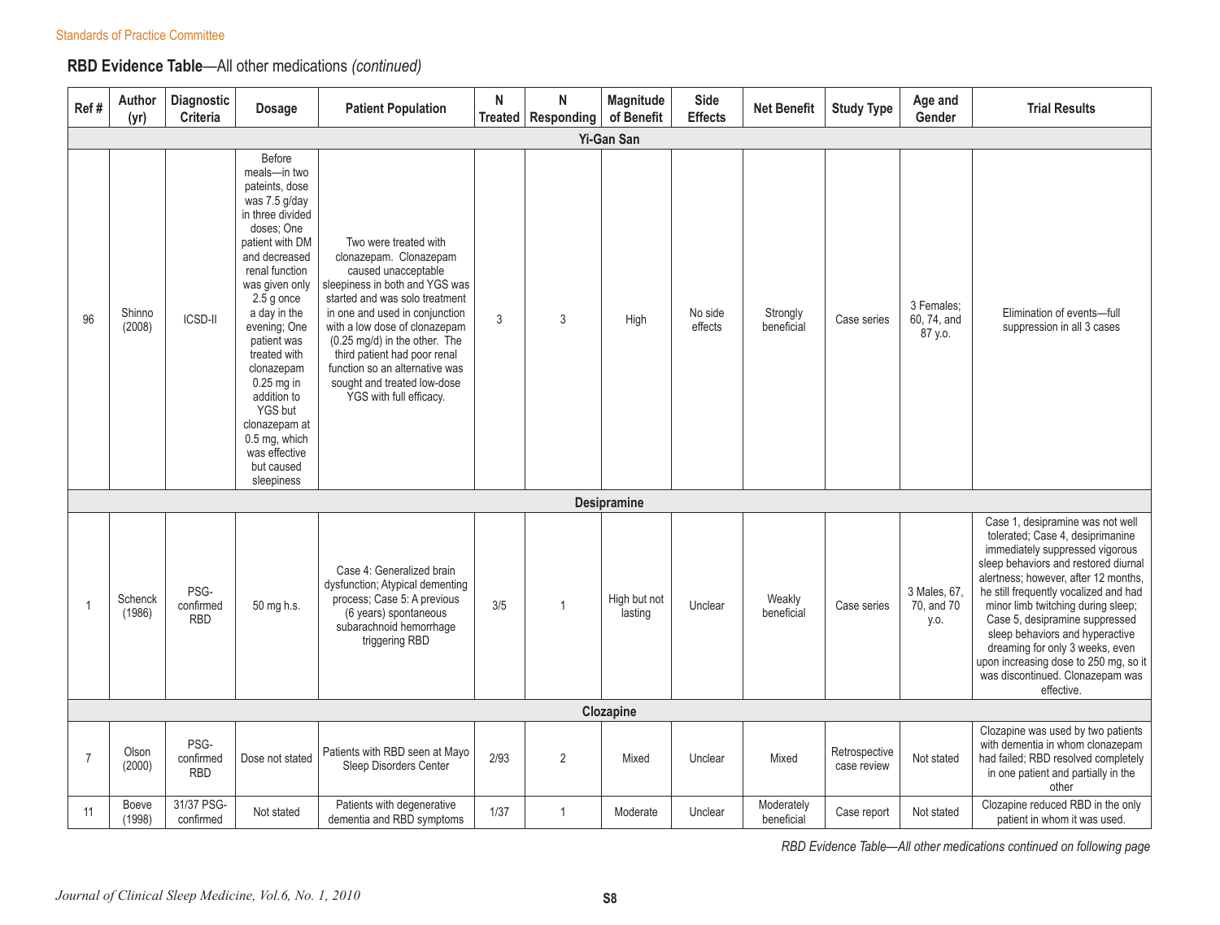**RBD Evidence Table**—All other medications *(continued)*

| Ref # | Author (yr) | Diagnostic Criteria | Dosage | Patient Population | N Treated | N Responding | Magnitude of Benefit | Side Effects | Net Benefit | Study Type | Age and Gender | Trial Results |
|---|---|---|---|---|---|---|---|---|---|---|---|---|
| **Yi-Gan San** | | | | | | | | | | | | |
| 96 | Shinno (2008) | ICSD-II | Before meals—in two pateints, dose was 7.5 g/day in three divided doses; One patient with DM and decreased renal function was given only 2.5 g once a day in the evening; One patient was treated with clonazepam 0.25 mg in addition to YGS but clonazepam at 0.5 mg, which was effective but caused sleepiness | Two were treated with clonazepam. Clonazepam caused unacceptable sleepiness in both and YGS was started and was solo treatment in one and used in conjunction with a low dose of clonazepam (0.25 mg/d) in the other. The third patient had poor renal function so an alternative was sought and treated low-dose YGS with full efficacy. | 3 | 3 | High | No side effects | Strongly beneficial | Case series | 3 Females; 60, 74, and 87 y.o. | Elimination of events—full suppression in all 3 cases |
| **Desipramine** | | | | | | | | | | | | |
| 1 | Schenck (1986) | PSG-confirmed RBD | 50 mg h.s. | Case 4: Generalized brain dysfunction; Atypical dementing process; Case 5: A previous (6 years) spontaneous subarachnoid hemorrhage triggering RBD | 3/5 | 1 | High but not lasting | Unclear | Weakly beneficial | Case series | 3 Males, 67, 70, and 70 y.o. | Case 1, desipramine was not well tolerated; Case 4, desiprimanine immediately suppressed vigorous sleep behaviors and restored diurnal alertness; however, after 12 months, he still frequently vocalized and had minor limb twitching during sleep; Case 5, desipramine suppressed sleep behaviors and hyperactive dreaming for only 3 weeks, even upon increasing dose to 250 mg, so it was discontinued. Clonazepam was effective. |
| **Clozapine** | | | | | | | | | | | | |
| 7 | Olson (2000) | PSG-confirmed RBD | Dose not stated | Patients with RBD seen at Mayo Sleep Disorders Center | 2/93 | 2 | Mixed | Unclear | Mixed | Retrospective case review | Not stated | Clozapine was used by two patients with dementia in whom clonazepam had failed; RBD resolved completely in one patient and partially in the other |
| 11 | Boeve (1998) | 31/37 PSG-confirmed | Not stated | Patients with degenerative dementia and RBD symptoms | 1/37 | 1 | Moderate | Unclear | Moderately beneficial | Case report | Not stated | Clozapine reduced RBD in the only patient in whom it was used. |

*RBD Evidence Table—All other medications continued on following page*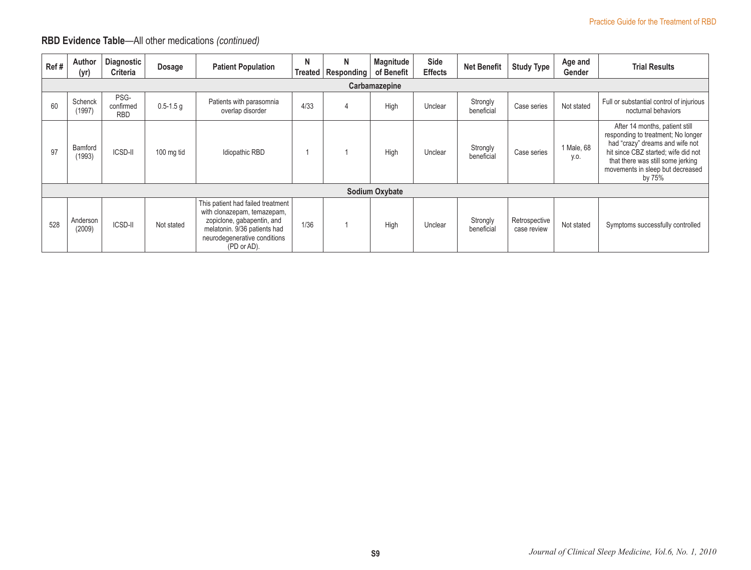**RBD Evidence Table**—All other medications *(continued)*

| Ref # | Author (yr) | Diagnostic Criteria | Dosage | Patient Population | N Treated | N Responding | Magnitude of Benefit | Side Effects | Net Benefit | Study Type | Age and Gender | Trial Results |
|---|---|---|---|---|---|---|---|---|---|---|---|---|
| **Carbamazepine** | | | | | | | | | | | | |
| 60 | Schenck (1997) | PSG-confirmed RBD | 0.5-1.5 g | Patients with parasomnia overlap disorder | 4/33 | 4 | High | Unclear | Strongly beneficial | Case series | Not stated | Full or substantial control of injurious nocturnal behaviors |
| 97 | Bamford (1993) | ICSD-II | 100 mg tid | Idiopathic RBD | 1 | 1 | High | Unclear | Strongly beneficial | Case series | 1 Male, 68 y.o. | After 14 months, patient still responding to treatment; No longer had "crazy" dreams and wife not hit since CBZ started; wife did not that there was still some jerking movements in sleep but decreased by 75% |
| **Sodium Oxybate** | | | | | | | | | | | | |
| 528 | Anderson (2009) | ICSD-II | Not stated | This patient had failed treatment with clonazepam, temazepam, zopiclone, gabapentin, and melatonin. 9/36 patients had neurodegenerative conditions (PD or AD). | 1/36 | 1 | High | Unclear | Strongly beneficial | Retrospective case review | Not stated | Symptoms successfully controlled |